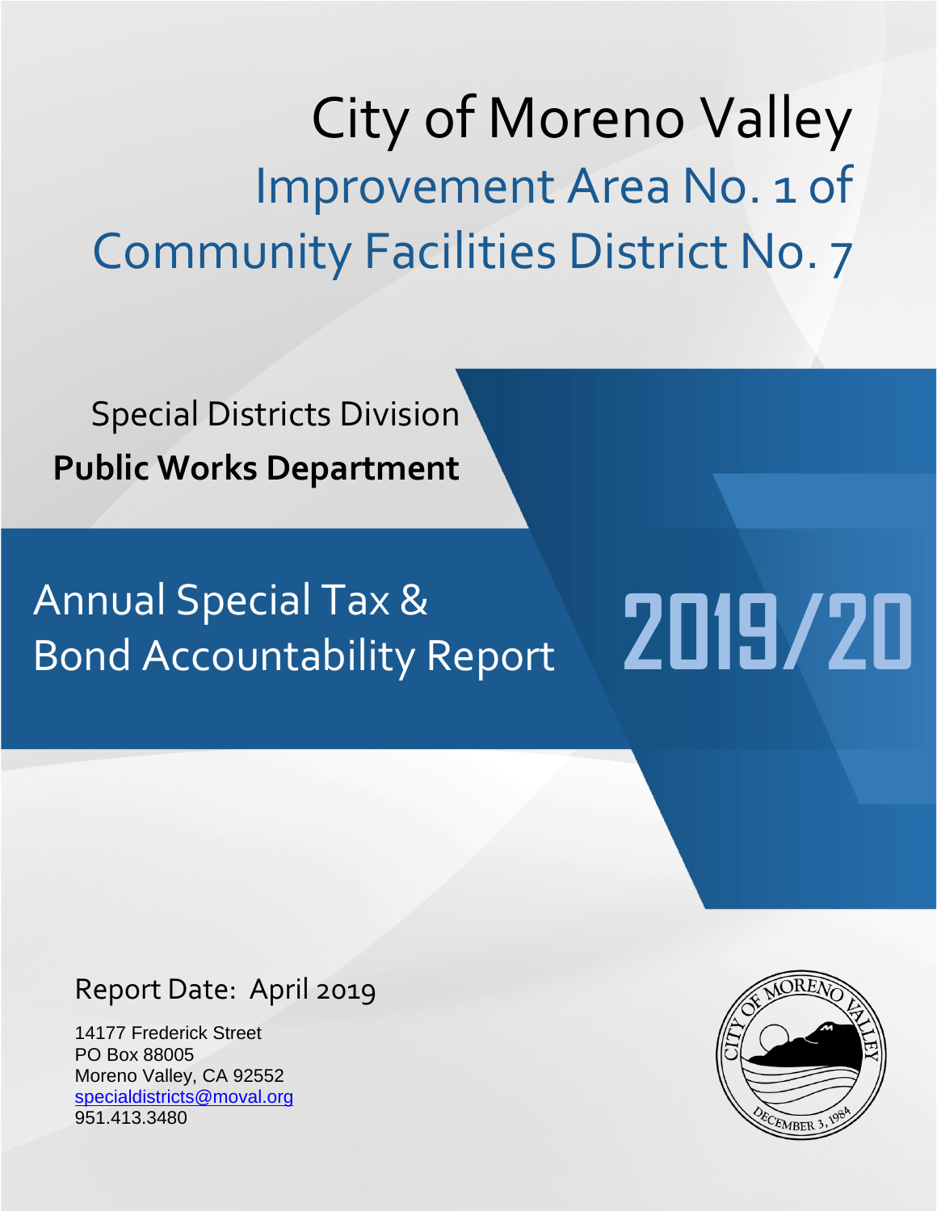# City of Moreno Valley

## Improvement Area No. 1 of Community Facilities District No. 7

Special Districts Division

**Public Works Department**

## Annual Special Tax & Bond Accountability Report

## 2019/20

Report Date: April 2019

14177 Frederick Street
PO Box 88005
Moreno Valley, CA 92552
specialdistricts@moval.org
951.413.3480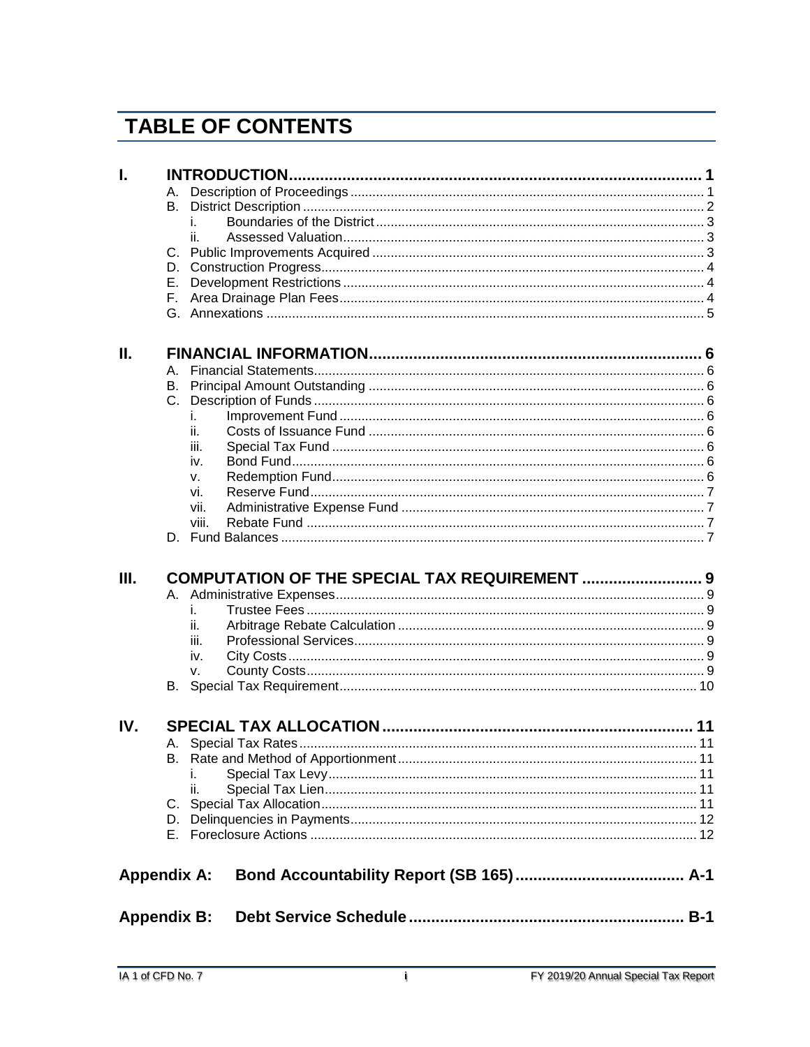# TABLE OF CONTENTS

**I. INTRODUCTION** ..... 1

- A. Description of Proceedings ..... 1
- B. District Description ..... 2
  - i. Boundaries of the District ..... 3
  - ii. Assessed Valuation ..... 3
- C. Public Improvements Acquired ..... 3
- D. Construction Progress ..... 4
- E. Development Restrictions ..... 4
- F. Area Drainage Plan Fees ..... 4
- G. Annexations ..... 5

**II. FINANCIAL INFORMATION** ..... 6

- A. Financial Statements ..... 6
- B. Principal Amount Outstanding ..... 6
- C. Description of Funds ..... 6
  - i. Improvement Fund ..... 6
  - ii. Costs of Issuance Fund ..... 6
  - iii. Special Tax Fund ..... 6
  - iv. Bond Fund ..... 6
  - v. Redemption Fund ..... 6
  - vi. Reserve Fund ..... 7
  - vii. Administrative Expense Fund ..... 7
  - viii. Rebate Fund ..... 7
- D. Fund Balances ..... 7

**III. COMPUTATION OF THE SPECIAL TAX REQUIREMENT** ..... 9

- A. Administrative Expenses ..... 9
  - i. Trustee Fees ..... 9
  - ii. Arbitrage Rebate Calculation ..... 9
  - iii. Professional Services ..... 9
  - iv. City Costs ..... 9
  - v. County Costs ..... 9
- B. Special Tax Requirement ..... 10

**IV. SPECIAL TAX ALLOCATION** ..... 11

- A. Special Tax Rates ..... 11
- B. Rate and Method of Apportionment ..... 11
  - i. Special Tax Levy ..... 11
  - ii. Special Tax Lien ..... 11
- C. Special Tax Allocation ..... 11
- D. Delinquencies in Payments ..... 12
- E. Foreclosure Actions ..... 12

**Appendix A: Bond Accountability Report (SB 165)** ..... A-1

**Appendix B: Debt Service Schedule** ..... B-1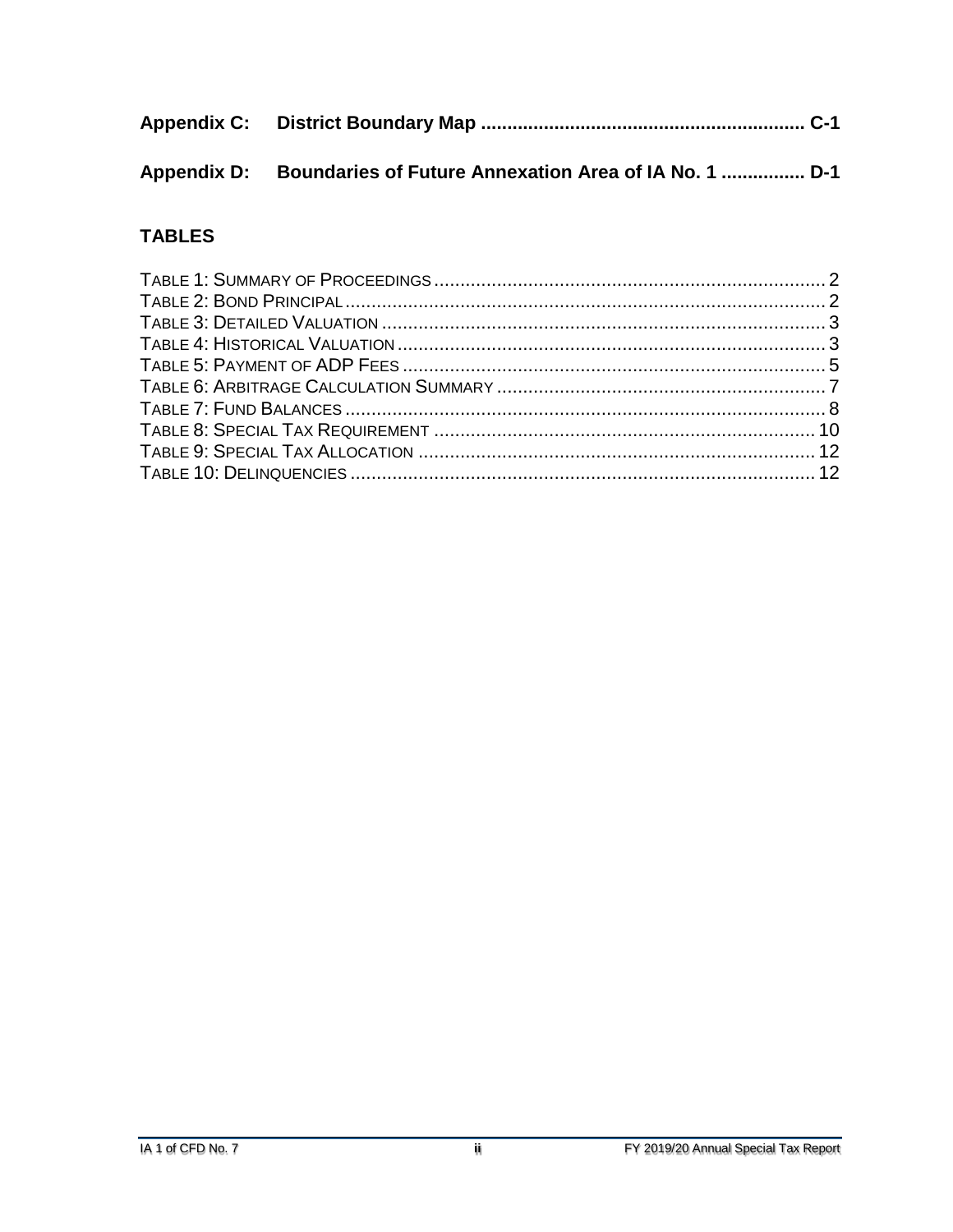**Appendix C: District Boundary Map ............................................................ C-1**

**Appendix D: Boundaries of Future Annexation Area of IA No. 1 ............... D-1**

## TABLES

Table 1: Summary of Proceedings ........................................................................... 2
Table 2: Bond Principal ............................................................................................ 2
Table 3: Detailed Valuation ...................................................................................... 3
Table 4: Historical Valuation ..................................................................................... 3
Table 5: Payment of ADP Fees ................................................................................ 5
Table 6: Arbitrage Calculation Summary .................................................................. 7
Table 7: Fund Balances ............................................................................................ 8
Table 8: Special Tax Requirement ......................................................................... 10
Table 9: Special Tax Allocation ............................................................................. 12
Table 10: Delinquencies ......................................................................................... 12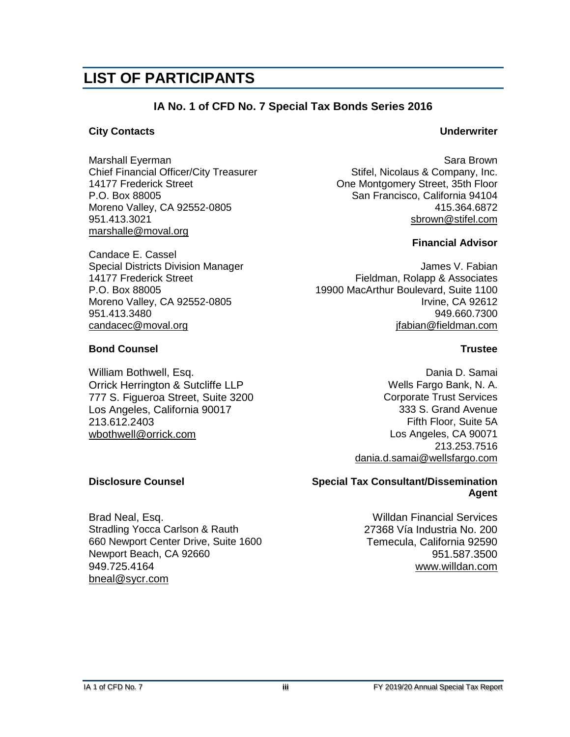# LIST OF PARTICIPANTS

## IA No. 1 of CFD No. 7 Special Tax Bonds Series 2016

### City Contacts

Marshall Eyerman
Chief Financial Officer/City Treasurer
14177 Frederick Street
P.O. Box 88005
Moreno Valley, CA 92552-0805
951.413.3021
marshalle@moval.org

Candace E. Cassel
Special Districts Division Manager
14177 Frederick Street
P.O. Box 88005
Moreno Valley, CA 92552-0805
951.413.3480
candacec@moval.org

### Underwriter

Sara Brown
Stifel, Nicolaus & Company, Inc.
One Montgomery Street, 35th Floor
San Francisco, California 94104
415.364.6872
sbrown@stifel.com

### Financial Advisor

James V. Fabian
Fieldman, Rolapp & Associates
19900 MacArthur Boulevard, Suite 1100
Irvine, CA 92612
949.660.7300
jfabian@fieldman.com

### Bond Counsel

William Bothwell, Esq.
Orrick Herrington & Sutcliffe LLP
777 S. Figueroa Street, Suite 3200
Los Angeles, California 90017
213.612.2403
wbothwell@orrick.com

### Trustee

Dania D. Samai
Wells Fargo Bank, N. A.
Corporate Trust Services
333 S. Grand Avenue
Fifth Floor, Suite 5A
Los Angeles, CA 90071
213.253.7516
dania.d.samai@wellsfargo.com

### Disclosure Counsel

Brad Neal, Esq.
Stradling Yocca Carlson & Rauth
660 Newport Center Drive, Suite 1600
Newport Beach, CA 92660
949.725.4164
bneal@sycr.com

### Special Tax Consultant/Dissemination Agent

Willdan Financial Services
27368 Vía Industria No. 200
Temecula, California 92590
951.587.3500
www.willdan.com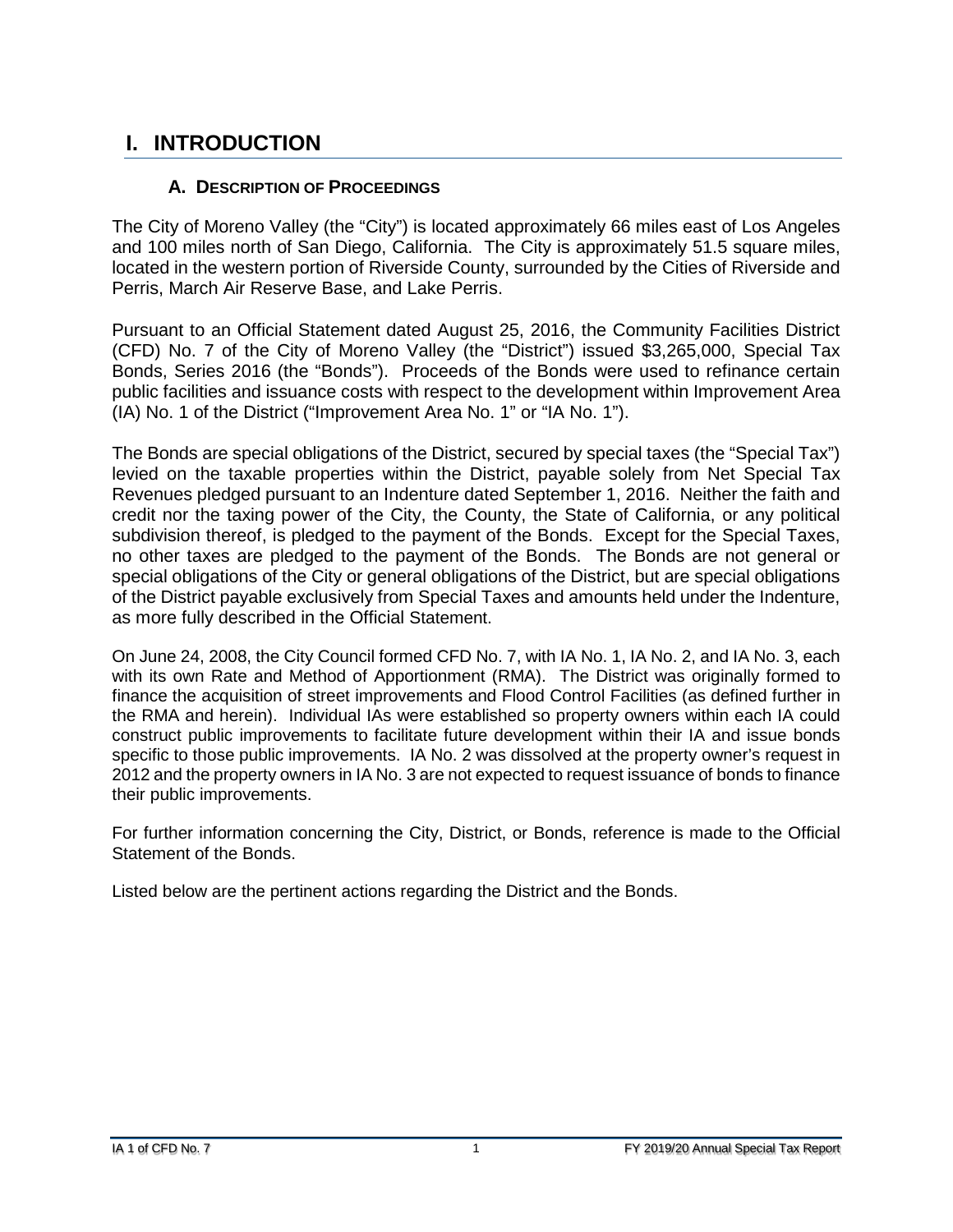# I. INTRODUCTION

## A. DESCRIPTION OF PROCEEDINGS

The City of Moreno Valley (the "City") is located approximately 66 miles east of Los Angeles and 100 miles north of San Diego, California. The City is approximately 51.5 square miles, located in the western portion of Riverside County, surrounded by the Cities of Riverside and Perris, March Air Reserve Base, and Lake Perris.

Pursuant to an Official Statement dated August 25, 2016, the Community Facilities District (CFD) No. 7 of the City of Moreno Valley (the "District") issued $3,265,000, Special Tax Bonds, Series 2016 (the "Bonds"). Proceeds of the Bonds were used to refinance certain public facilities and issuance costs with respect to the development within Improvement Area (IA) No. 1 of the District ("Improvement Area No. 1" or "IA No. 1").

The Bonds are special obligations of the District, secured by special taxes (the "Special Tax") levied on the taxable properties within the District, payable solely from Net Special Tax Revenues pledged pursuant to an Indenture dated September 1, 2016. Neither the faith and credit nor the taxing power of the City, the County, the State of California, or any political subdivision thereof, is pledged to the payment of the Bonds. Except for the Special Taxes, no other taxes are pledged to the payment of the Bonds. The Bonds are not general or special obligations of the City or general obligations of the District, but are special obligations of the District payable exclusively from Special Taxes and amounts held under the Indenture, as more fully described in the Official Statement.

On June 24, 2008, the City Council formed CFD No. 7, with IA No. 1, IA No. 2, and IA No. 3, each with its own Rate and Method of Apportionment (RMA). The District was originally formed to finance the acquisition of street improvements and Flood Control Facilities (as defined further in the RMA and herein). Individual IAs were established so property owners within each IA could construct public improvements to facilitate future development within their IA and issue bonds specific to those public improvements. IA No. 2 was dissolved at the property owner's request in 2012 and the property owners in IA No. 3 are not expected to request issuance of bonds to finance their public improvements.

For further information concerning the City, District, or Bonds, reference is made to the Official Statement of the Bonds.

Listed below are the pertinent actions regarding the District and the Bonds.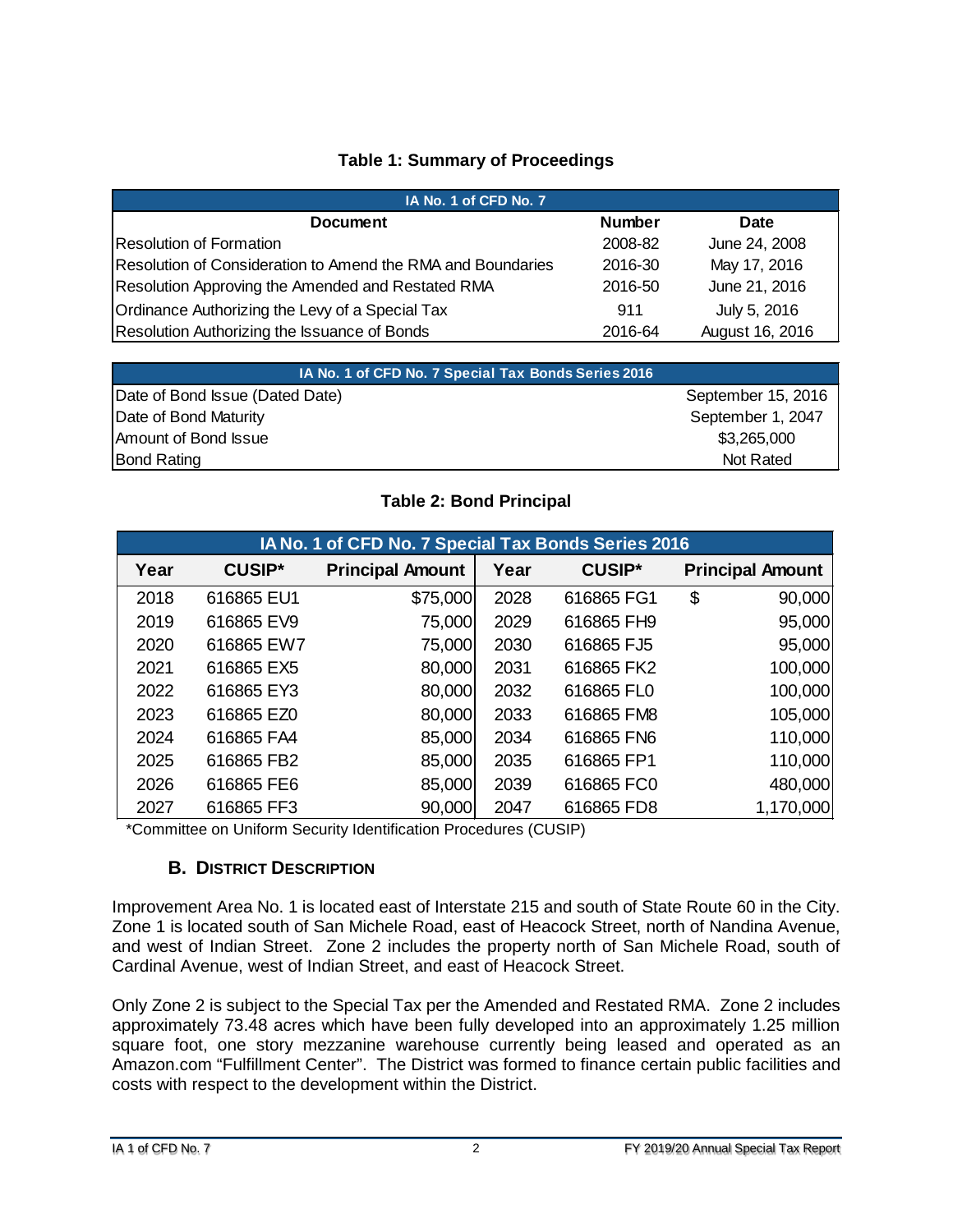**Table 1: Summary of Proceedings**

| IA No. 1 of CFD No. 7 | | |
|---|---|---|
| **Document** | **Number** | **Date** |
| Resolution of Formation | 2008-82 | June 24, 2008 |
| Resolution of Consideration to Amend the RMA and Boundaries | 2016-30 | May 17, 2016 |
| Resolution Approving the Amended and Restated RMA | 2016-50 | June 21, 2016 |
| Ordinance Authorizing the Levy of a Special Tax | 911 | July 5, 2016 |
| Resolution Authorizing the Issuance of Bonds | 2016-64 | August 16, 2016 |

| IA No. 1 of CFD No. 7 Special Tax Bonds Series 2016 | |
|---|---|
| Date of Bond Issue (Dated Date) | September 15, 2016 |
| Date of Bond Maturity | September 1, 2047 |
| Amount of Bond Issue | $3,265,000 |
| Bond Rating | Not Rated |

**Table 2: Bond Principal**

| IA No. 1 of CFD No. 7 Special Tax Bonds Series 2016 | | | | | |
|---|---|---|---|---|---|
| **Year** | **CUSIP*** | **Principal Amount** | **Year** | **CUSIP*** | **Principal Amount** |
| 2018 | 616865 EU1 | $75,000 | 2028 | 616865 FG1 | $ 90,000 |
| 2019 | 616865 EV9 | 75,000 | 2029 | 616865 FH9 | 95,000 |
| 2020 | 616865 EW7 | 75,000 | 2030 | 616865 FJ5 | 95,000 |
| 2021 | 616865 EX5 | 80,000 | 2031 | 616865 FK2 | 100,000 |
| 2022 | 616865 EY3 | 80,000 | 2032 | 616865 FL0 | 100,000 |
| 2023 | 616865 EZ0 | 80,000 | 2033 | 616865 FM8 | 105,000 |
| 2024 | 616865 FA4 | 85,000 | 2034 | 616865 FN6 | 110,000 |
| 2025 | 616865 FB2 | 85,000 | 2035 | 616865 FP1 | 110,000 |
| 2026 | 616865 FE6 | 85,000 | 2039 | 616865 FC0 | 480,000 |
| 2027 | 616865 FF3 | 90,000 | 2047 | 616865 FD8 | 1,170,000 |

*Committee on Uniform Security Identification Procedures (CUSIP)

## B. District Description

Improvement Area No. 1 is located east of Interstate 215 and south of State Route 60 in the City. Zone 1 is located south of San Michele Road, east of Heacock Street, north of Nandina Avenue, and west of Indian Street. Zone 2 includes the property north of San Michele Road, south of Cardinal Avenue, west of Indian Street, and east of Heacock Street.

Only Zone 2 is subject to the Special Tax per the Amended and Restated RMA. Zone 2 includes approximately 73.48 acres which have been fully developed into an approximately 1.25 million square foot, one story mezzanine warehouse currently being leased and operated as an Amazon.com "Fulfillment Center". The District was formed to finance certain public facilities and costs with respect to the development within the District.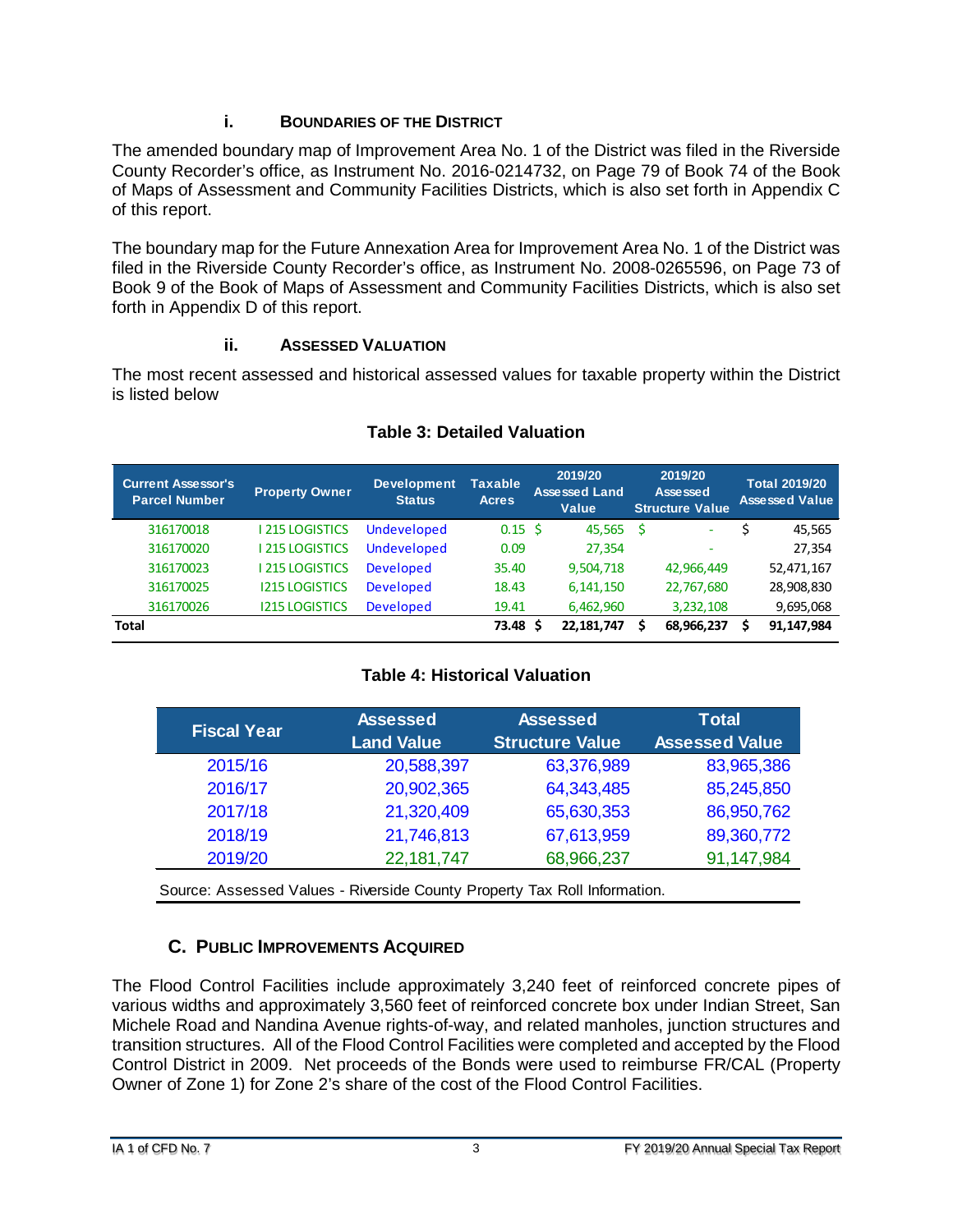### i. BOUNDARIES OF THE DISTRICT

The amended boundary map of Improvement Area No. 1 of the District was filed in the Riverside County Recorder's office, as Instrument No. 2016-0214732, on Page 79 of Book 74 of the Book of Maps of Assessment and Community Facilities Districts, which is also set forth in Appendix C of this report.

The boundary map for the Future Annexation Area for Improvement Area No. 1 of the District was filed in the Riverside County Recorder's office, as Instrument No. 2008-0265596, on Page 73 of Book 9 of the Book of Maps of Assessment and Community Facilities Districts, which is also set forth in Appendix D of this report.

### ii. ASSESSED VALUATION

The most recent assessed and historical assessed values for taxable property within the District is listed below

**Table 3: Detailed Valuation**

| Current Assessor's Parcel Number | Property Owner | Development Status | Taxable Acres | 2019/20 Assessed Land Value | 2019/20 Assessed Structure Value | Total 2019/20 Assessed Value |
|---|---|---|---|---|---|---|
| 316170018 | I 215 LOGISTICS | Undeveloped | 0.15 | $ 45,565 | $ - | $ 45,565 |
| 316170020 | I 215 LOGISTICS | Undeveloped | 0.09 | 27,354 | - | 27,354 |
| 316170023 | I 215 LOGISTICS | Developed | 35.40 | 9,504,718 | 42,966,449 | 52,471,167 |
| 316170025 | I215 LOGISTICS | Developed | 18.43 | 6,141,150 | 22,767,680 | 28,908,830 |
| 316170026 | I215 LOGISTICS | Developed | 19.41 | 6,462,960 | 3,232,108 | 9,695,068 |
| **Total** | | | **73.48** | **$ 22,181,747** | **$ 68,966,237** | **$ 91,147,984** |

**Table 4: Historical Valuation**

| Fiscal Year | Assessed Land Value | Assessed Structure Value | Total Assessed Value |
|---|---|---|---|
| 2015/16 | 20,588,397 | 63,376,989 | 83,965,386 |
| 2016/17 | 20,902,365 | 64,343,485 | 85,245,850 |
| 2017/18 | 21,320,409 | 65,630,353 | 86,950,762 |
| 2018/19 | 21,746,813 | 67,613,959 | 89,360,772 |
| 2019/20 | 22,181,747 | 68,966,237 | 91,147,984 |

Source: Assessed Values - Riverside County Property Tax Roll Information.

## C. PUBLIC IMPROVEMENTS ACQUIRED

The Flood Control Facilities include approximately 3,240 feet of reinforced concrete pipes of various widths and approximately 3,560 feet of reinforced concrete box under Indian Street, San Michele Road and Nandina Avenue rights-of-way, and related manholes, junction structures and transition structures. All of the Flood Control Facilities were completed and accepted by the Flood Control District in 2009. Net proceeds of the Bonds were used to reimburse FR/CAL (Property Owner of Zone 1) for Zone 2's share of the cost of the Flood Control Facilities.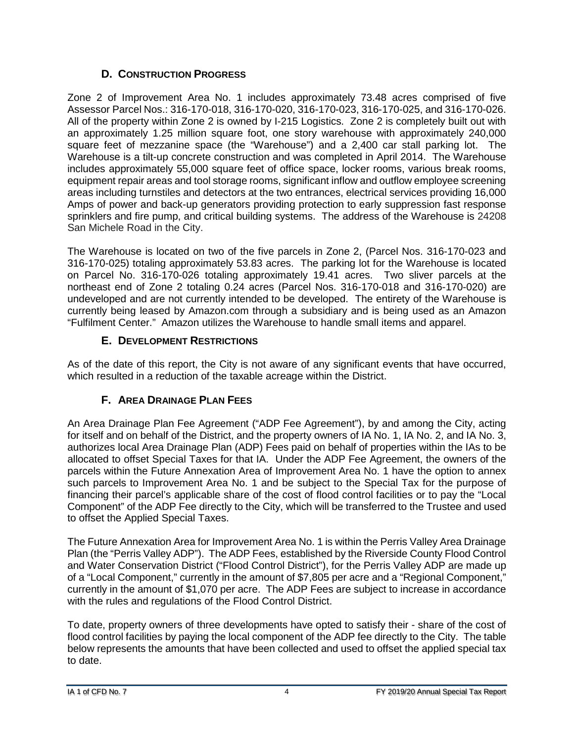## D. Construction Progress

Zone 2 of Improvement Area No. 1 includes approximately 73.48 acres comprised of five Assessor Parcel Nos.: 316-170-018, 316-170-020, 316-170-023, 316-170-025, and 316-170-026. All of the property within Zone 2 is owned by I-215 Logistics. Zone 2 is completely built out with an approximately 1.25 million square foot, one story warehouse with approximately 240,000 square feet of mezzanine space (the "Warehouse") and a 2,400 car stall parking lot. The Warehouse is a tilt-up concrete construction and was completed in April 2014. The Warehouse includes approximately 55,000 square feet of office space, locker rooms, various break rooms, equipment repair areas and tool storage rooms, significant inflow and outflow employee screening areas including turnstiles and detectors at the two entrances, electrical services providing 16,000 Amps of power and back-up generators providing protection to early suppression fast response sprinklers and fire pump, and critical building systems. The address of the Warehouse is 24208 San Michele Road in the City.

The Warehouse is located on two of the five parcels in Zone 2, (Parcel Nos. 316-170-023 and 316-170-025) totaling approximately 53.83 acres. The parking lot for the Warehouse is located on Parcel No. 316-170-026 totaling approximately 19.41 acres. Two sliver parcels at the northeast end of Zone 2 totaling 0.24 acres (Parcel Nos. 316-170-018 and 316-170-020) are undeveloped and are not currently intended to be developed. The entirety of the Warehouse is currently being leased by Amazon.com through a subsidiary and is being used as an Amazon "Fulfilment Center." Amazon utilizes the Warehouse to handle small items and apparel.

## E. Development Restrictions

As of the date of this report, the City is not aware of any significant events that have occurred, which resulted in a reduction of the taxable acreage within the District.

## F. Area Drainage Plan Fees

An Area Drainage Plan Fee Agreement ("ADP Fee Agreement"), by and among the City, acting for itself and on behalf of the District, and the property owners of IA No. 1, IA No. 2, and IA No. 3, authorizes local Area Drainage Plan (ADP) Fees paid on behalf of properties within the IAs to be allocated to offset Special Taxes for that IA. Under the ADP Fee Agreement, the owners of the parcels within the Future Annexation Area of Improvement Area No. 1 have the option to annex such parcels to Improvement Area No. 1 and be subject to the Special Tax for the purpose of financing their parcel's applicable share of the cost of flood control facilities or to pay the "Local Component" of the ADP Fee directly to the City, which will be transferred to the Trustee and used to offset the Applied Special Taxes.

The Future Annexation Area for Improvement Area No. 1 is within the Perris Valley Area Drainage Plan (the "Perris Valley ADP"). The ADP Fees, established by the Riverside County Flood Control and Water Conservation District ("Flood Control District"), for the Perris Valley ADP are made up of a "Local Component," currently in the amount of $7,805 per acre and a "Regional Component," currently in the amount of $1,070 per acre. The ADP Fees are subject to increase in accordance with the rules and regulations of the Flood Control District.

To date, property owners of three developments have opted to satisfy their - share of the cost of flood control facilities by paying the local component of the ADP fee directly to the City. The table below represents the amounts that have been collected and used to offset the applied special tax to date.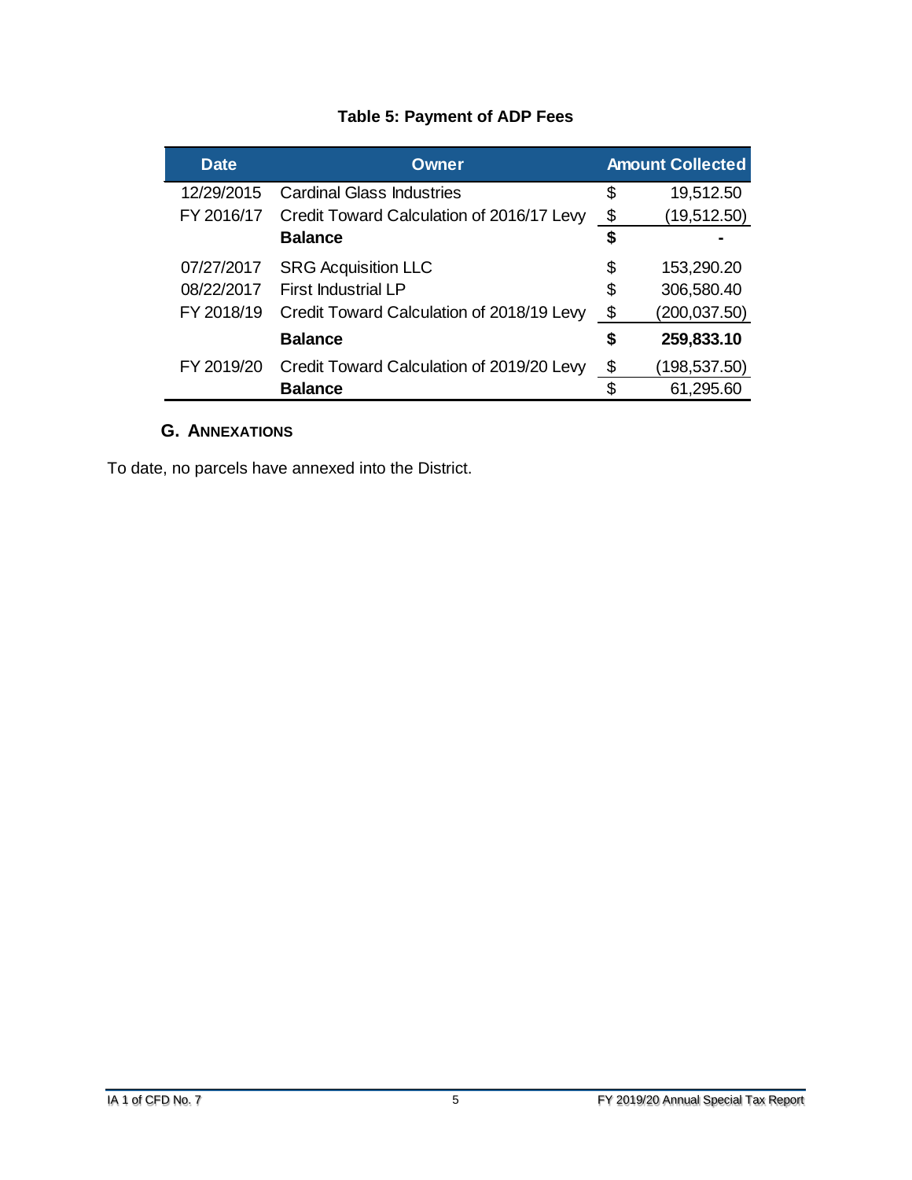**Table 5: Payment of ADP Fees**

| Date | Owner | Amount Collected |
| --- | --- | --- |
| 12/29/2015 | Cardinal Glass Industries | $ 19,512.50 |
| FY 2016/17 | Credit Toward Calculation of 2016/17 Levy | $ (19,512.50) |
| | **Balance** | **$ -** |
| 07/27/2017 | SRG Acquisition LLC | $ 153,290.20 |
| 08/22/2017 | First Industrial LP | $ 306,580.40 |
| FY 2018/19 | Credit Toward Calculation of 2018/19 Levy | $ (200,037.50) |
| | **Balance** | **$ 259,833.10** |
| FY 2019/20 | Credit Toward Calculation of 2019/20 Levy | $ (198,537.50) |
| | **Balance** | $ 61,295.60 |

### G. Annexations

To date, no parcels have annexed into the District.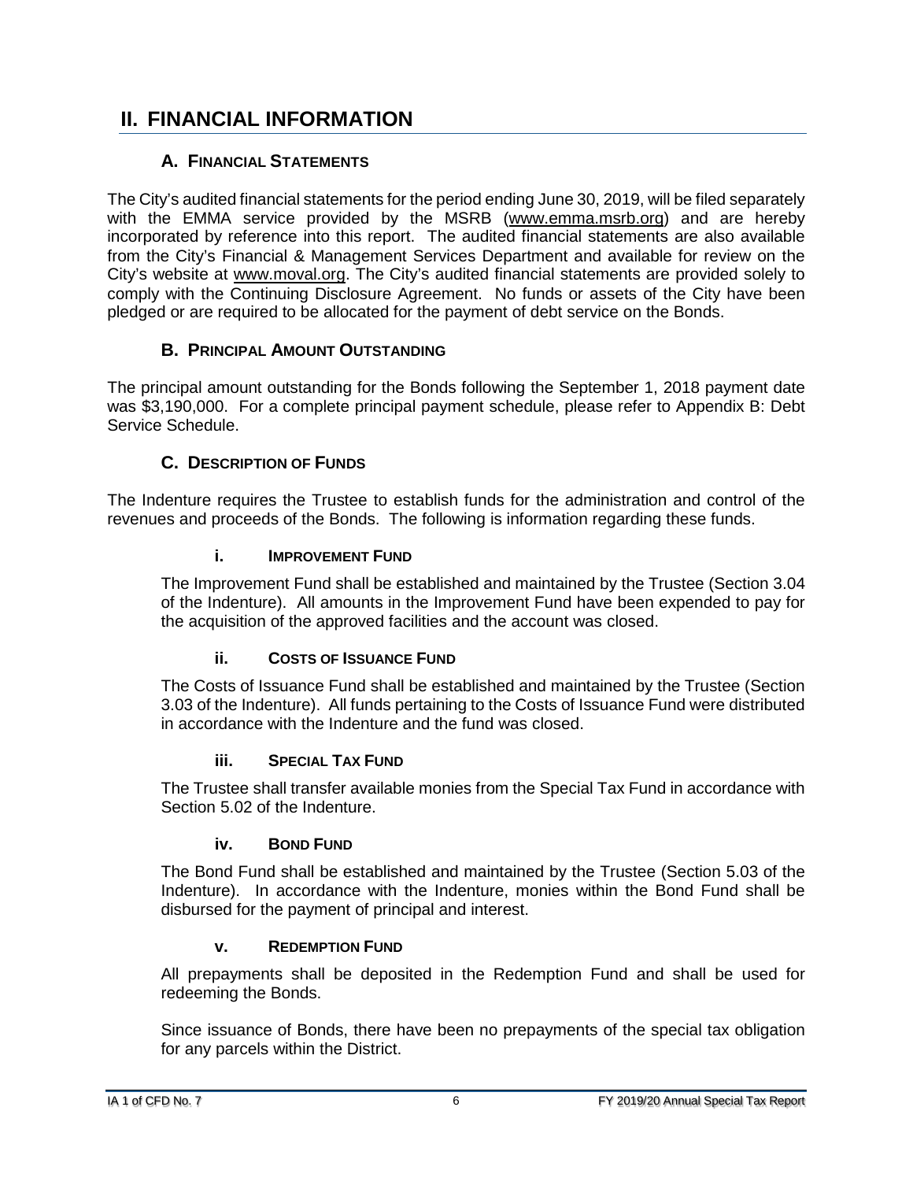# II. FINANCIAL INFORMATION

## A. FINANCIAL STATEMENTS

The City's audited financial statements for the period ending June 30, 2019, will be filed separately with the EMMA service provided by the MSRB (www.emma.msrb.org) and are hereby incorporated by reference into this report. The audited financial statements are also available from the City's Financial & Management Services Department and available for review on the City's website at www.moval.org. The City's audited financial statements are provided solely to comply with the Continuing Disclosure Agreement. No funds or assets of the City have been pledged or are required to be allocated for the payment of debt service on the Bonds.

## B. PRINCIPAL AMOUNT OUTSTANDING

The principal amount outstanding for the Bonds following the September 1, 2018 payment date was $3,190,000. For a complete principal payment schedule, please refer to Appendix B: Debt Service Schedule.

## C. DESCRIPTION OF FUNDS

The Indenture requires the Trustee to establish funds for the administration and control of the revenues and proceeds of the Bonds. The following is information regarding these funds.

### i. IMPROVEMENT FUND

The Improvement Fund shall be established and maintained by the Trustee (Section 3.04 of the Indenture). All amounts in the Improvement Fund have been expended to pay for the acquisition of the approved facilities and the account was closed.

### ii. COSTS OF ISSUANCE FUND

The Costs of Issuance Fund shall be established and maintained by the Trustee (Section 3.03 of the Indenture). All funds pertaining to the Costs of Issuance Fund were distributed in accordance with the Indenture and the fund was closed.

### iii. SPECIAL TAX FUND

The Trustee shall transfer available monies from the Special Tax Fund in accordance with Section 5.02 of the Indenture.

### iv. BOND FUND

The Bond Fund shall be established and maintained by the Trustee (Section 5.03 of the Indenture). In accordance with the Indenture, monies within the Bond Fund shall be disbursed for the payment of principal and interest.

### v. REDEMPTION FUND

All prepayments shall be deposited in the Redemption Fund and shall be used for redeeming the Bonds.

Since issuance of Bonds, there have been no prepayments of the special tax obligation for any parcels within the District.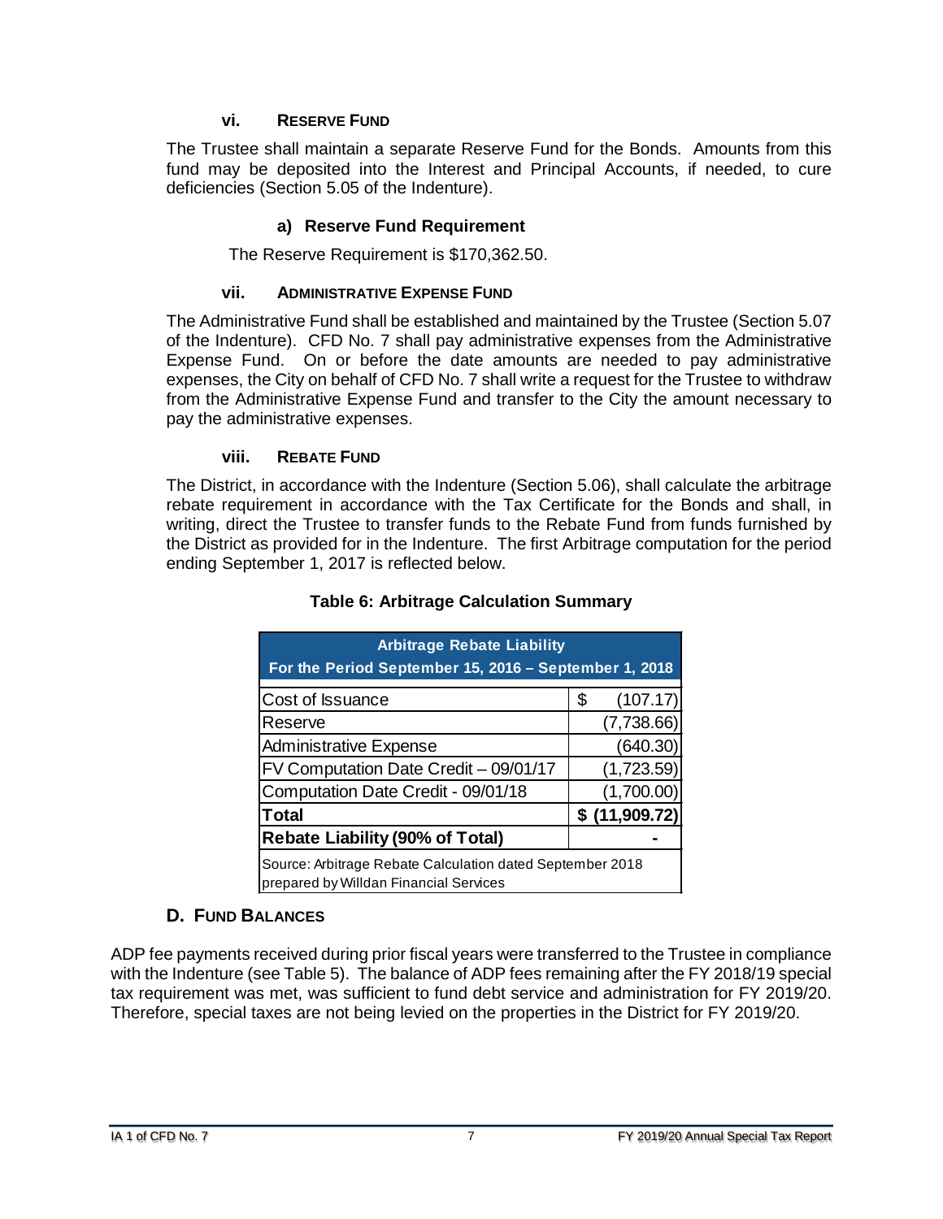### vi. Reserve Fund

The Trustee shall maintain a separate Reserve Fund for the Bonds. Amounts from this fund may be deposited into the Interest and Principal Accounts, if needed, to cure deficiencies (Section 5.05 of the Indenture).

#### a) Reserve Fund Requirement

The Reserve Requirement is $170,362.50.

### vii. Administrative Expense Fund

The Administrative Fund shall be established and maintained by the Trustee (Section 5.07 of the Indenture). CFD No. 7 shall pay administrative expenses from the Administrative Expense Fund. On or before the date amounts are needed to pay administrative expenses, the City on behalf of CFD No. 7 shall write a request for the Trustee to withdraw from the Administrative Expense Fund and transfer to the City the amount necessary to pay the administrative expenses.

### viii. Rebate Fund

The District, in accordance with the Indenture (Section 5.06), shall calculate the arbitrage rebate requirement in accordance with the Tax Certificate for the Bonds and shall, in writing, direct the Trustee to transfer funds to the Rebate Fund from funds furnished by the District as provided for in the Indenture. The first Arbitrage computation for the period ending September 1, 2017 is reflected below.

**Table 6: Arbitrage Calculation Summary**

| Arbitrage Rebate Liability For the Period September 15, 2016 – September 1, 2018 | |
|---|---|
| Cost of Issuance | $ (107.17) |
| Reserve | (7,738.66) |
| Administrative Expense | (640.30) |
| FV Computation Date Credit – 09/01/17 | (1,723.59) |
| Computation Date Credit - 09/01/18 | (1,700.00) |
| **Total** | **$ (11,909.72)** |
| **Rebate Liability (90% of Total)** | **-** |
| Source: Arbitrage Rebate Calculation dated September 2018 prepared by Willdan Financial Services | |

## D. Fund Balances

ADP fee payments received during prior fiscal years were transferred to the Trustee in compliance with the Indenture (see Table 5). The balance of ADP fees remaining after the FY 2018/19 special tax requirement was met, was sufficient to fund debt service and administration for FY 2019/20. Therefore, special taxes are not being levied on the properties in the District for FY 2019/20.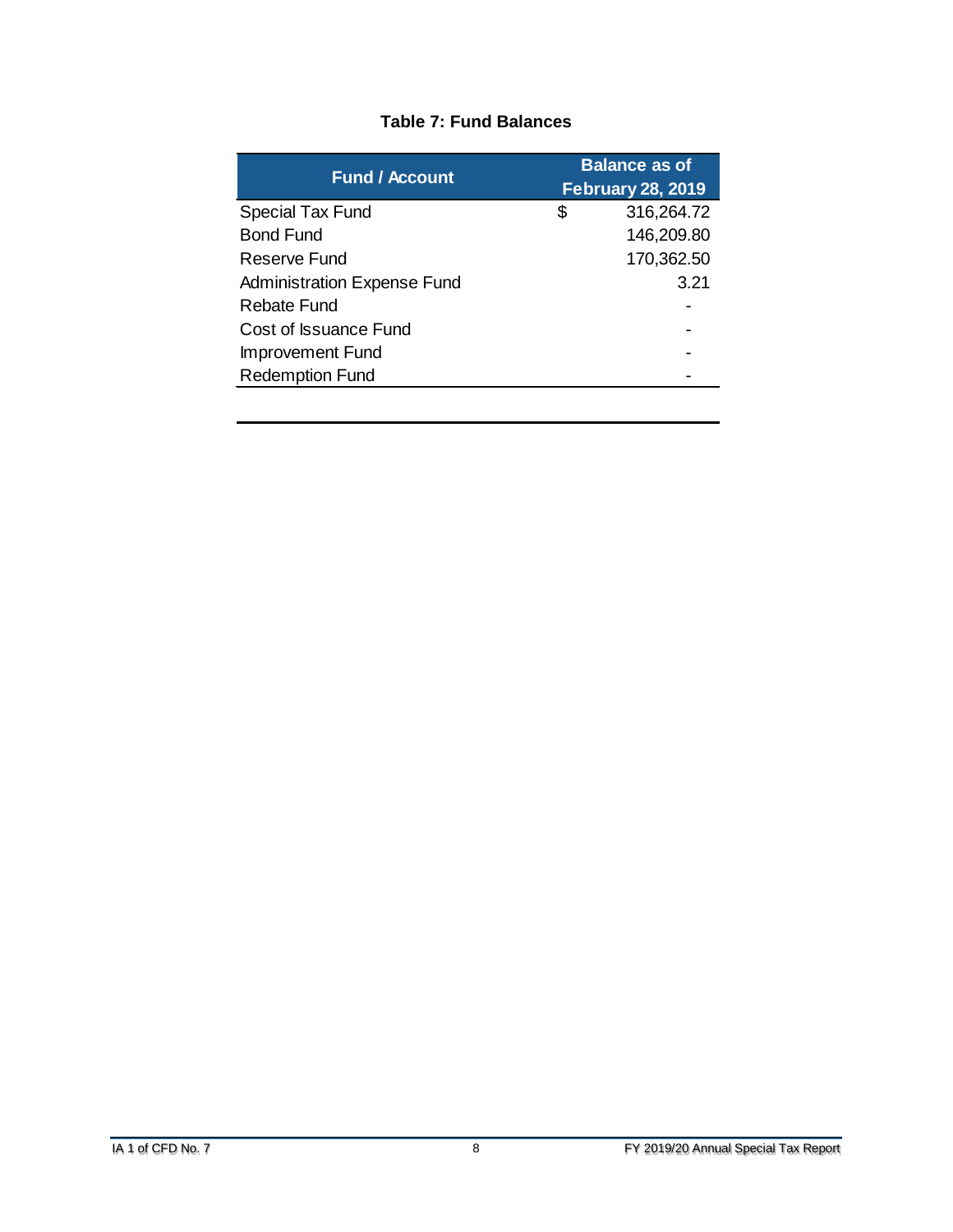**Table 7: Fund Balances**

| Fund / Account | Balance as of February 28, 2019 |
|---|---|
| Special Tax Fund | $ 316,264.72 |
| Bond Fund | 146,209.80 |
| Reserve Fund | 170,362.50 |
| Administration Expense Fund | 3.21 |
| Rebate Fund | - |
| Cost of Issuance Fund | - |
| Improvement Fund | - |
| Redemption Fund | - |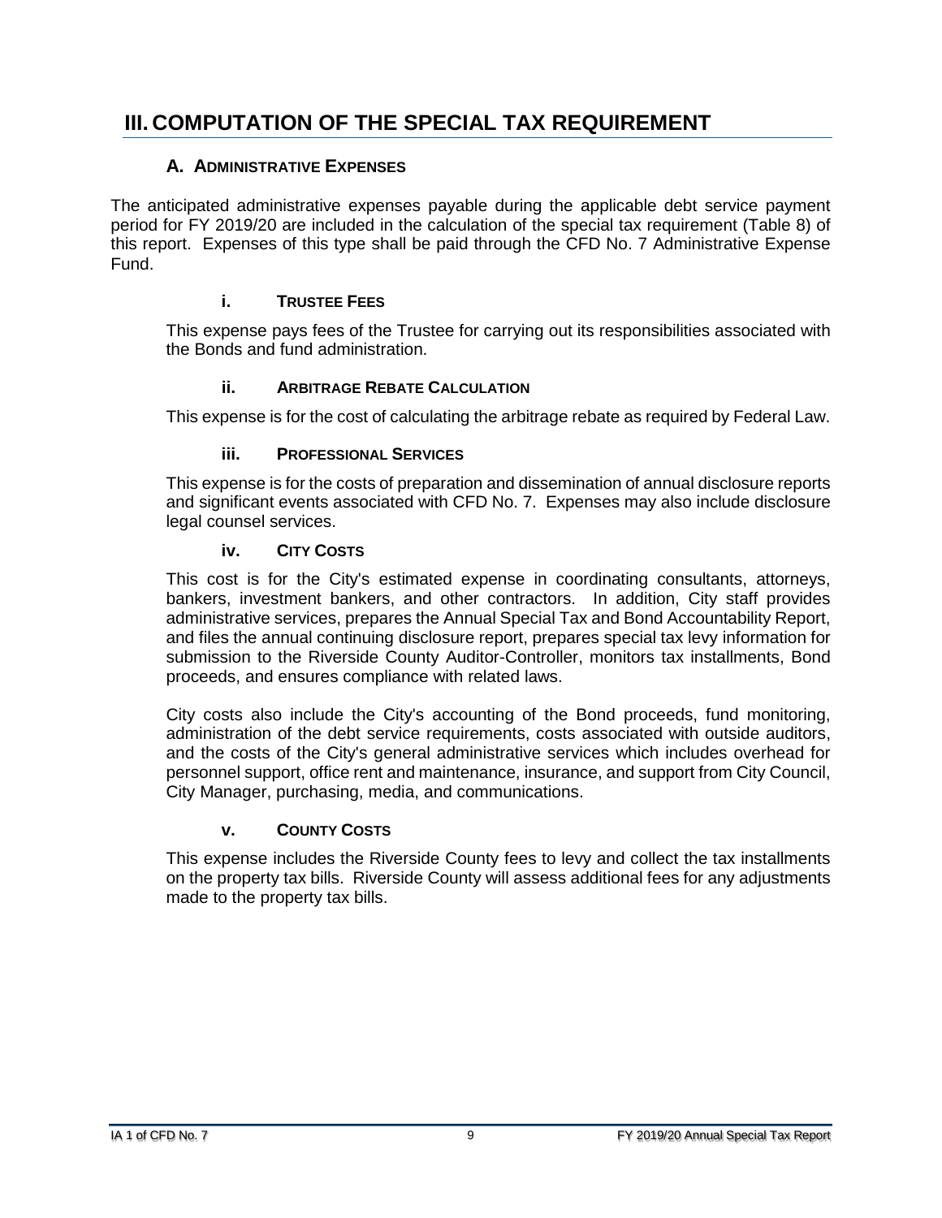# III. COMPUTATION OF THE SPECIAL TAX REQUIREMENT

## A. Administrative Expenses

The anticipated administrative expenses payable during the applicable debt service payment period for FY 2019/20 are included in the calculation of the special tax requirement (Table 8) of this report. Expenses of this type shall be paid through the CFD No. 7 Administrative Expense Fund.

### i. Trustee Fees

This expense pays fees of the Trustee for carrying out its responsibilities associated with the Bonds and fund administration.

### ii. Arbitrage Rebate Calculation

This expense is for the cost of calculating the arbitrage rebate as required by Federal Law.

### iii. Professional Services

This expense is for the costs of preparation and dissemination of annual disclosure reports and significant events associated with CFD No. 7. Expenses may also include disclosure legal counsel services.

### iv. City Costs

This cost is for the City's estimated expense in coordinating consultants, attorneys, bankers, investment bankers, and other contractors. In addition, City staff provides administrative services, prepares the Annual Special Tax and Bond Accountability Report, and files the annual continuing disclosure report, prepares special tax levy information for submission to the Riverside County Auditor-Controller, monitors tax installments, Bond proceeds, and ensures compliance with related laws.

City costs also include the City's accounting of the Bond proceeds, fund monitoring, administration of the debt service requirements, costs associated with outside auditors, and the costs of the City's general administrative services which includes overhead for personnel support, office rent and maintenance, insurance, and support from City Council, City Manager, purchasing, media, and communications.

### v. County Costs

This expense includes the Riverside County fees to levy and collect the tax installments on the property tax bills. Riverside County will assess additional fees for any adjustments made to the property tax bills.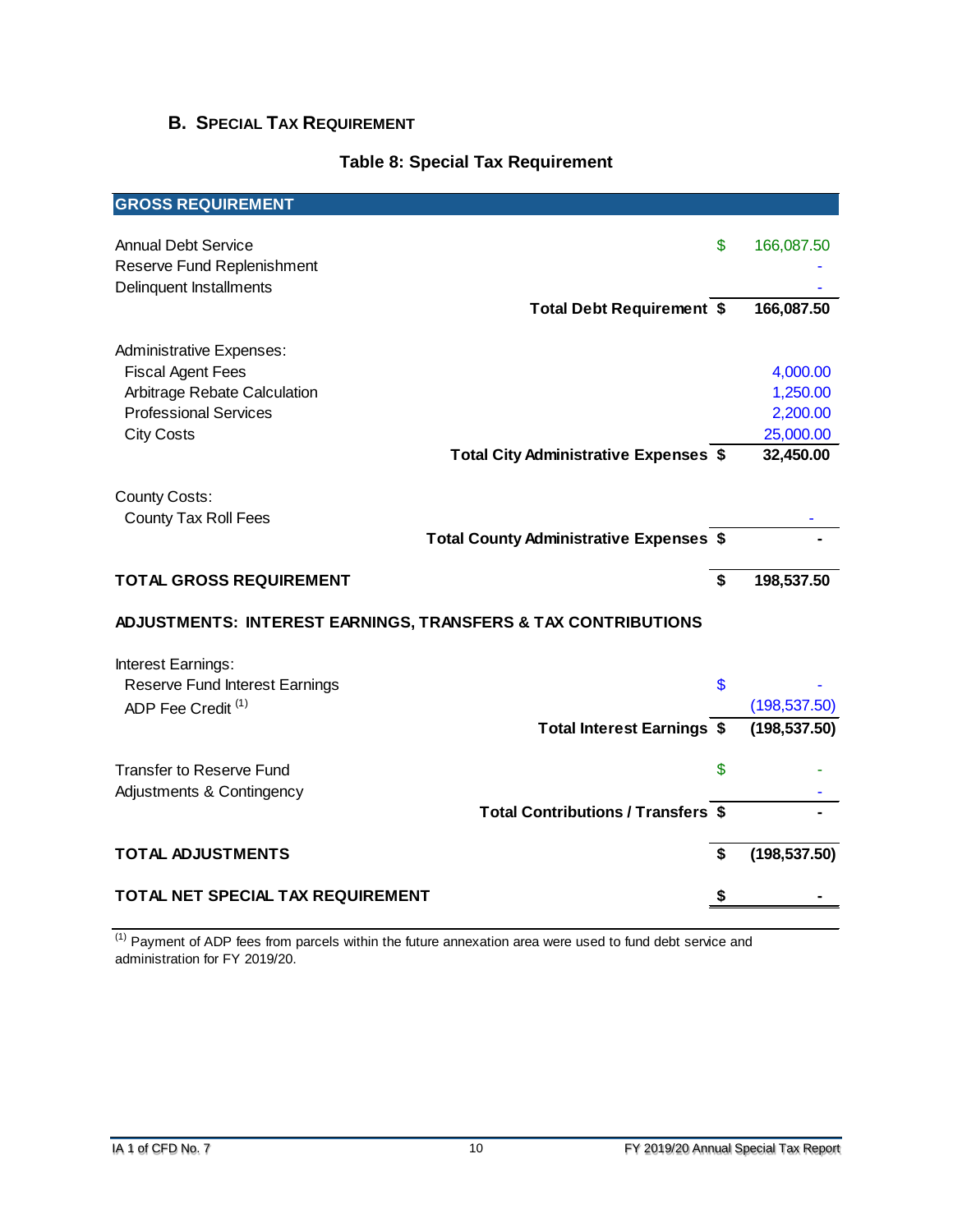## B. Special Tax Requirement

**Table 8: Special Tax Requirement**

| GROSS REQUIREMENT | | |
|---|---|---|
| Annual Debt Service | $ | 166,087.50 |
| Reserve Fund Replenishment | | - |
| Delinquent Installments | | - |
| **Total Debt Requirement** | **$** | **166,087.50** |
| Administrative Expenses: | | |
| Fiscal Agent Fees | | 4,000.00 |
| Arbitrage Rebate Calculation | | 1,250.00 |
| Professional Services | | 2,200.00 |
| City Costs | | 25,000.00 |
| **Total City Administrative Expenses** | **$** | **32,450.00** |
| County Costs: | | |
| County Tax Roll Fees | | - |
| **Total County Administrative Expenses** | **$** | **-** |
| **TOTAL GROSS REQUIREMENT** | **$** | **198,537.50** |
| **ADJUSTMENTS: INTEREST EARNINGS, TRANSFERS & TAX CONTRIBUTIONS** | | |
| Interest Earnings: | | |
| Reserve Fund Interest Earnings | $ | - |
| ADP Fee Credit [1] | | (198,537.50) |
| **Total Interest Earnings** | **$** | **(198,537.50)** |
| Transfer to Reserve Fund | $ | - |
| Adjustments & Contingency | | - |
| **Total Contributions / Transfers** | **$** | **-** |
| **TOTAL ADJUSTMENTS** | **$** | **(198,537.50)** |
| **TOTAL NET SPECIAL TAX REQUIREMENT** | **$** | **-** |

[1] Payment of ADP fees from parcels within the future annexation area were used to fund debt service and administration for FY 2019/20.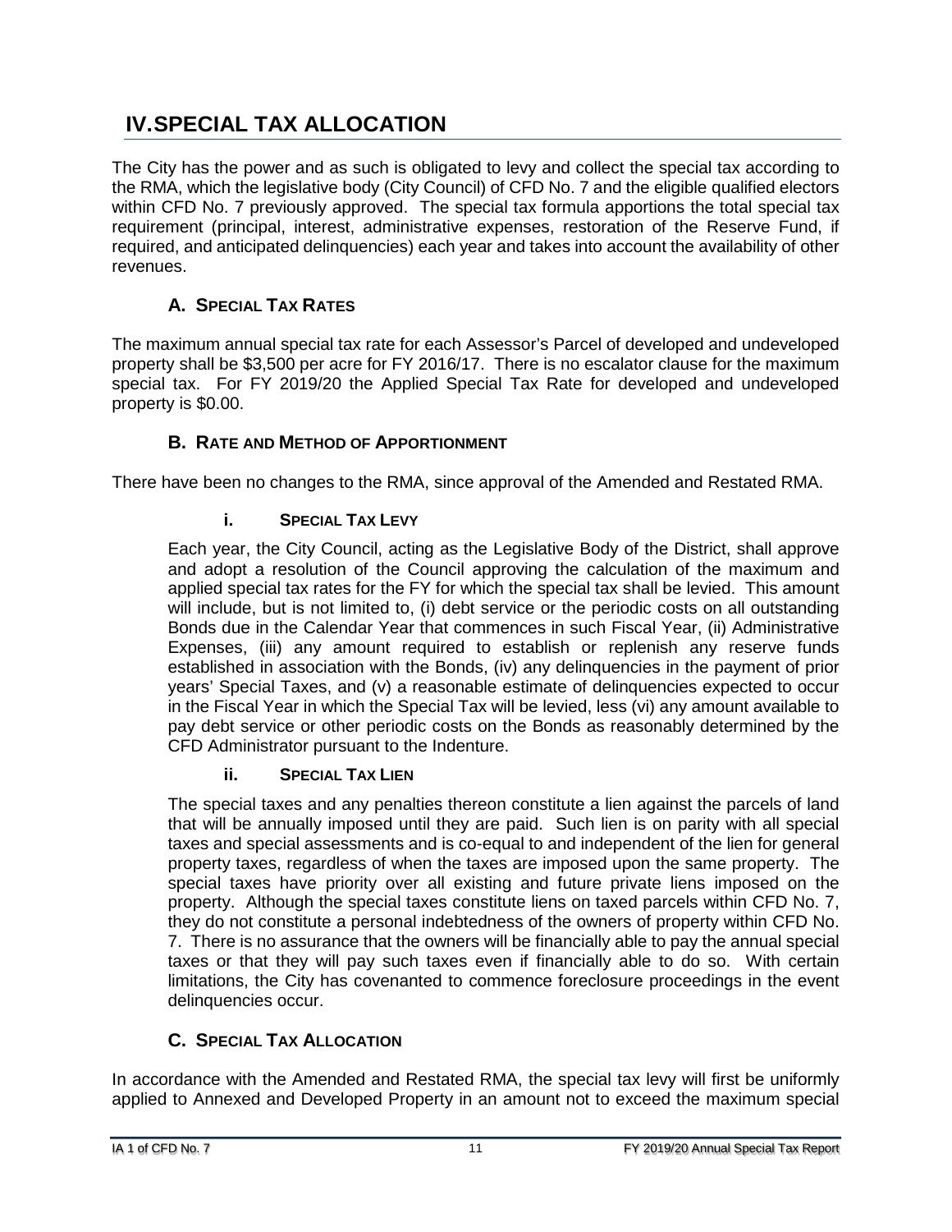# IV. SPECIAL TAX ALLOCATION

The City has the power and as such is obligated to levy and collect the special tax according to the RMA, which the legislative body (City Council) of CFD No. 7 and the eligible qualified electors within CFD No. 7 previously approved. The special tax formula apportions the total special tax requirement (principal, interest, administrative expenses, restoration of the Reserve Fund, if required, and anticipated delinquencies) each year and takes into account the availability of other revenues.

## A. SPECIAL TAX RATES

The maximum annual special tax rate for each Assessor's Parcel of developed and undeveloped property shall be $3,500 per acre for FY 2016/17. There is no escalator clause for the maximum special tax. For FY 2019/20 the Applied Special Tax Rate for developed and undeveloped property is $0.00.

## B. RATE AND METHOD OF APPORTIONMENT

There have been no changes to the RMA, since approval of the Amended and Restated RMA.

### i. SPECIAL TAX LEVY

Each year, the City Council, acting as the Legislative Body of the District, shall approve and adopt a resolution of the Council approving the calculation of the maximum and applied special tax rates for the FY for which the special tax shall be levied. This amount will include, but is not limited to, (i) debt service or the periodic costs on all outstanding Bonds due in the Calendar Year that commences in such Fiscal Year, (ii) Administrative Expenses, (iii) any amount required to establish or replenish any reserve funds established in association with the Bonds, (iv) any delinquencies in the payment of prior years' Special Taxes, and (v) a reasonable estimate of delinquencies expected to occur in the Fiscal Year in which the Special Tax will be levied, less (vi) any amount available to pay debt service or other periodic costs on the Bonds as reasonably determined by the CFD Administrator pursuant to the Indenture.

### ii. SPECIAL TAX LIEN

The special taxes and any penalties thereon constitute a lien against the parcels of land that will be annually imposed until they are paid. Such lien is on parity with all special taxes and special assessments and is co-equal to and independent of the lien for general property taxes, regardless of when the taxes are imposed upon the same property. The special taxes have priority over all existing and future private liens imposed on the property. Although the special taxes constitute liens on taxed parcels within CFD No. 7, they do not constitute a personal indebtedness of the owners of property within CFD No. 7. There is no assurance that the owners will be financially able to pay the annual special taxes or that they will pay such taxes even if financially able to do so. With certain limitations, the City has covenanted to commence foreclosure proceedings in the event delinquencies occur.

## C. SPECIAL TAX ALLOCATION

In accordance with the Amended and Restated RMA, the special tax levy will first be uniformly applied to Annexed and Developed Property in an amount not to exceed the maximum special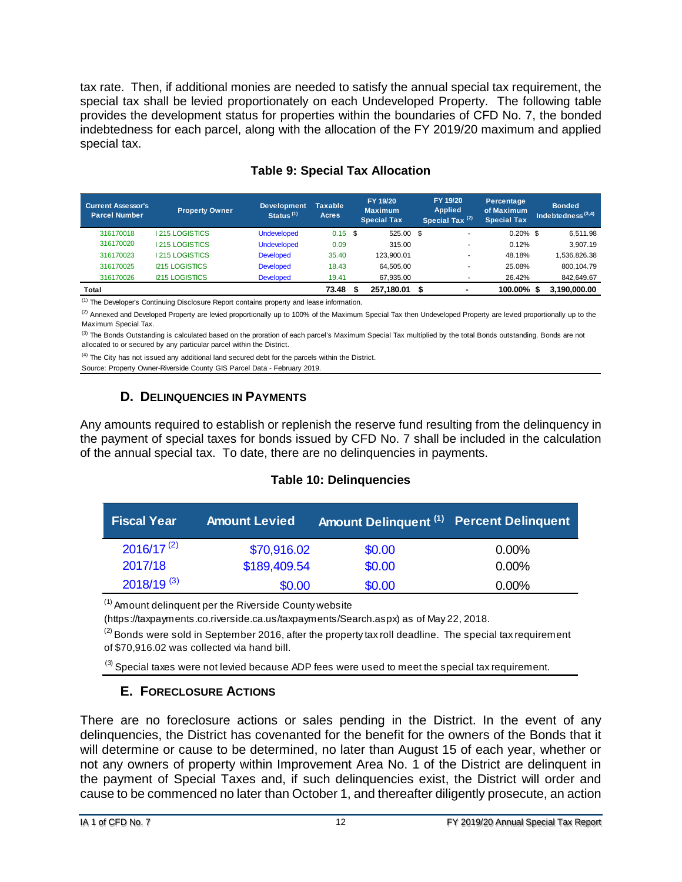tax rate. Then, if additional monies are needed to satisfy the annual special tax requirement, the special tax shall be levied proportionately on each Undeveloped Property. The following table provides the development status for properties within the boundaries of CFD No. 7, the bonded indebtedness for each parcel, along with the allocation of the FY 2019/20 maximum and applied special tax.

### Table 9: Special Tax Allocation

| Current Assessor's Parcel Number | Property Owner | Development Status [1] | Taxable Acres | FY 19/20 Maximum Special Tax | FY 19/20 Applied Special Tax [2] | Percentage of Maximum Special Tax | Bonded Indebtedness [3,4] |
|---|---|---|---|---|---|---|---|
| 316170018 | I 215 LOGISTICS | Undeveloped | 0.15 | $ 525.00 | $ - | 0.20% | $ 6,511.98 |
| 316170020 | I 215 LOGISTICS | Undeveloped | 0.09 | 315.00 | - | 0.12% | 3,907.19 |
| 316170023 | I 215 LOGISTICS | Developed | 35.40 | 123,900.01 | - | 48.18% | 1,536,826.38 |
| 316170025 | I215 LOGISTICS | Developed | 18.43 | 64,505.00 | - | 25.08% | 800,104.79 |
| 316170026 | I215 LOGISTICS | Developed | 19.41 | 67,935.00 | - | 26.42% | 842,649.67 |
| **Total** | | | **73.48** | **$ 257,180.01** | **$ -** | **100.00%** | **$ 3,190,000.00** |

[1] The Developer's Continuing Disclosure Report contains property and lease information.

[2] Annexed and Developed Property are levied proportionally up to 100% of the Maximum Special Tax then Undeveloped Property are levied proportionally up to the Maximum Special Tax.

[3] The Bonds Outstanding is calculated based on the proration of each parcel's Maximum Special Tax multiplied by the total Bonds outstanding. Bonds are not allocated to or secured by any particular parcel within the District.

[4] The City has not issued any additional land secured debt for the parcels within the District.

Source: Property Owner-Riverside County GIS Parcel Data - February 2019.

## D. Delinquencies in Payments

Any amounts required to establish or replenish the reserve fund resulting from the delinquency in the payment of special taxes for bonds issued by CFD No. 7 shall be included in the calculation of the annual special tax. To date, there are no delinquencies in payments.

### Table 10: Delinquencies

| Fiscal Year | Amount Levied | Amount Delinquent [1] | Percent Delinquent |
|---|---|---|---|
| 2016/17 [2] | $70,916.02 | $0.00 | 0.00% |
| 2017/18 | $189,409.54 | $0.00 | 0.00% |
| 2018/19 [3] | $0.00 | $0.00 | 0.00% |

[1] Amount delinquent per the Riverside County website (https://taxpayments.co.riverside.ca.us/taxpayments/Search.aspx) as of May 22, 2018.

[2] Bonds were sold in September 2016, after the property tax roll deadline. The special tax requirement of $70,916.02 was collected via hand bill.

[3] Special taxes were not levied because ADP fees were used to meet the special tax requirement.

## E. Foreclosure Actions

There are no foreclosure actions or sales pending in the District. In the event of any delinquencies, the District has covenanted for the benefit for the owners of the Bonds that it will determine or cause to be determined, no later than August 15 of each year, whether or not any owners of property within Improvement Area No. 1 of the District are delinquent in the payment of Special Taxes and, if such delinquencies exist, the District will order and cause to be commenced no later than October 1, and thereafter diligently prosecute, an action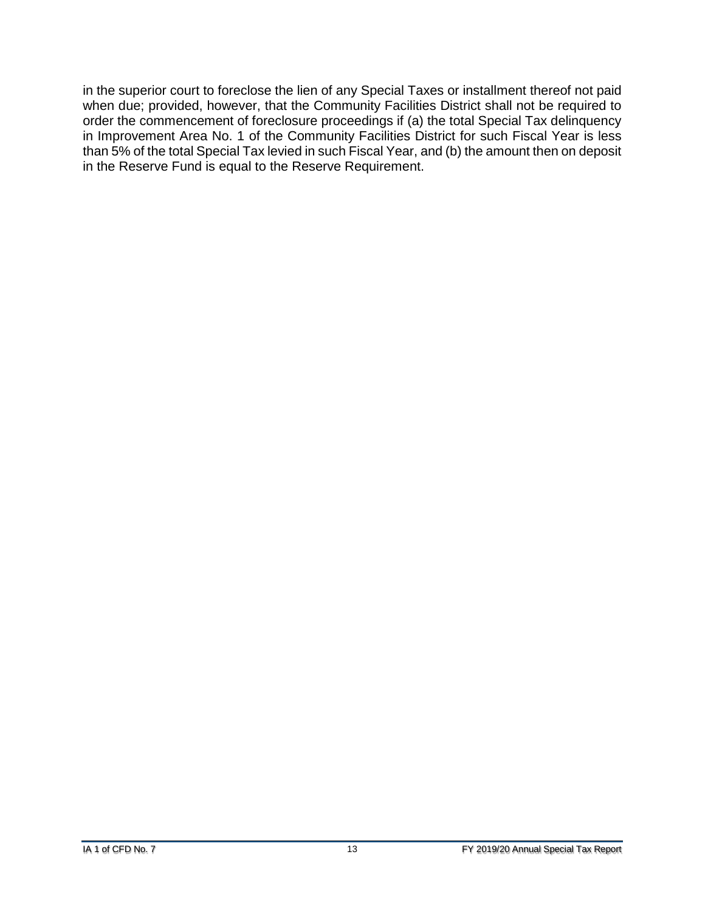in the superior court to foreclose the lien of any Special Taxes or installment thereof not paid when due; provided, however, that the Community Facilities District shall not be required to order the commencement of foreclosure proceedings if (a) the total Special Tax delinquency in Improvement Area No. 1 of the Community Facilities District for such Fiscal Year is less than 5% of the total Special Tax levied in such Fiscal Year, and (b) the amount then on deposit in the Reserve Fund is equal to the Reserve Requirement.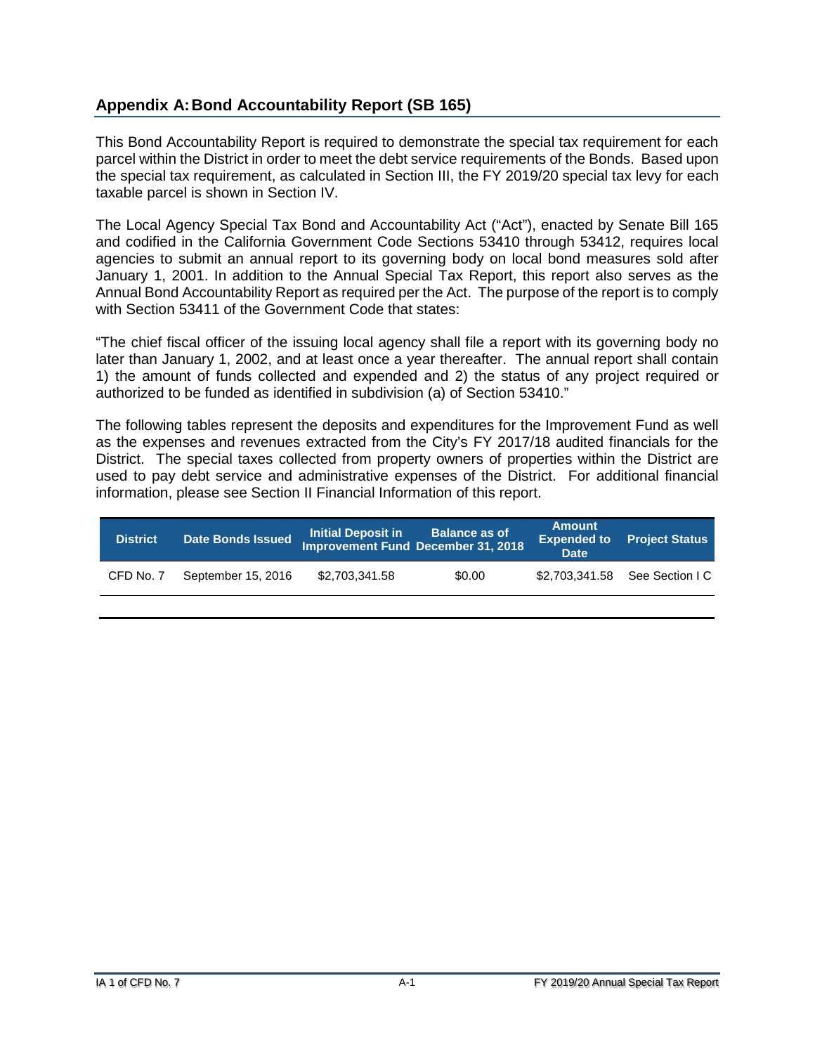## Appendix A: Bond Accountability Report (SB 165)

This Bond Accountability Report is required to demonstrate the special tax requirement for each parcel within the District in order to meet the debt service requirements of the Bonds. Based upon the special tax requirement, as calculated in Section III, the FY 2019/20 special tax levy for each taxable parcel is shown in Section IV.

The Local Agency Special Tax Bond and Accountability Act ("Act"), enacted by Senate Bill 165 and codified in the California Government Code Sections 53410 through 53412, requires local agencies to submit an annual report to its governing body on local bond measures sold after January 1, 2001. In addition to the Annual Special Tax Report, this report also serves as the Annual Bond Accountability Report as required per the Act. The purpose of the report is to comply with Section 53411 of the Government Code that states:

"The chief fiscal officer of the issuing local agency shall file a report with its governing body no later than January 1, 2002, and at least once a year thereafter. The annual report shall contain 1) the amount of funds collected and expended and 2) the status of any project required or authorized to be funded as identified in subdivision (a) of Section 53410."

The following tables represent the deposits and expenditures for the Improvement Fund as well as the expenses and revenues extracted from the City's FY 2017/18 audited financials for the District. The special taxes collected from property owners of properties within the District are used to pay debt service and administrative expenses of the District. For additional financial information, please see Section II Financial Information of this report.

| District | Date Bonds Issued | Initial Deposit in Improvement Fund | Balance as of December 31, 2018 | Amount Expended to Date | Project Status |
|---|---|---|---|---|---|
| CFD No. 7 | September 15, 2016 | $2,703,341.58 | $0.00 | $2,703,341.58 | See Section I C |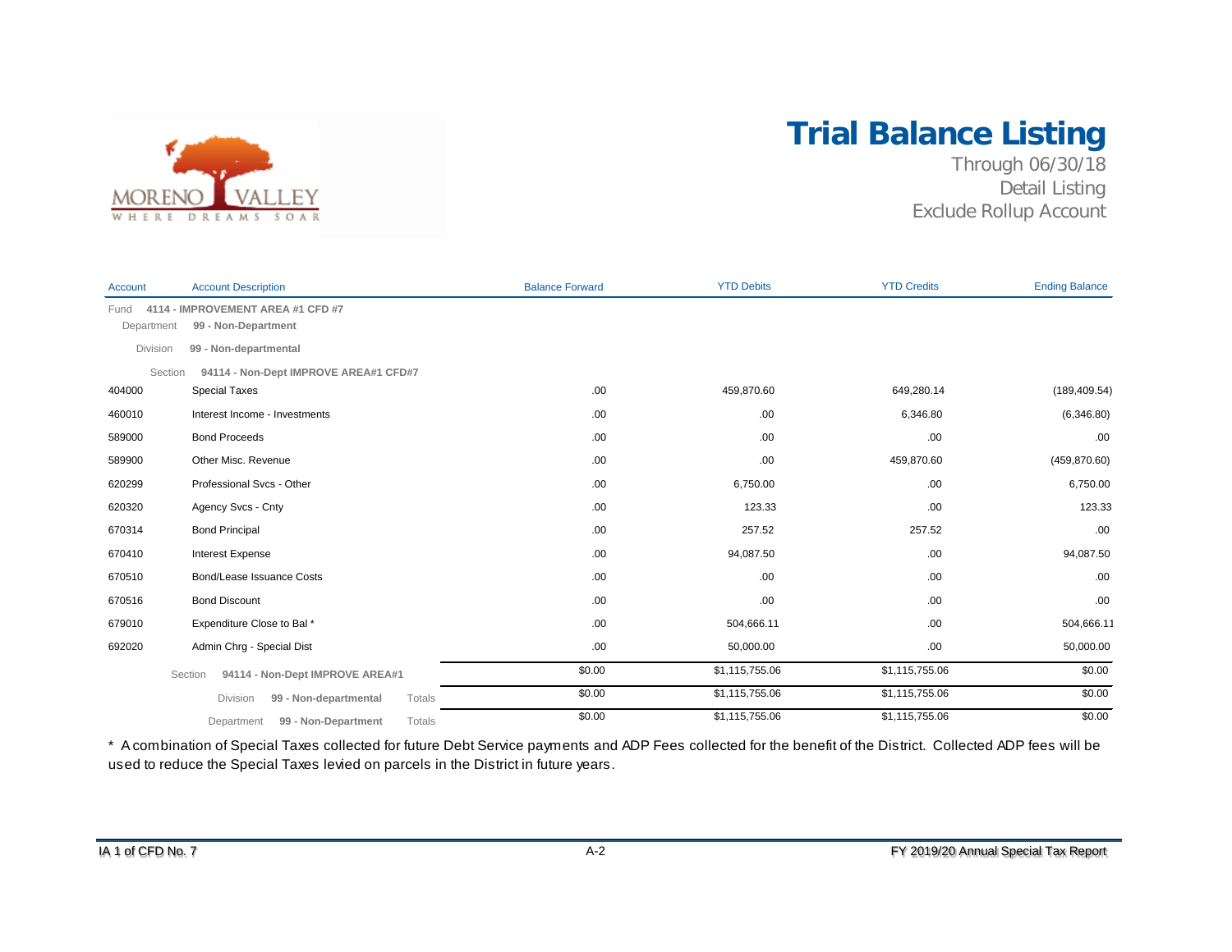# Trial Balance Listing

Through 06/30/18
Detail Listing
Exclude Rollup Account

| Account | Account Description | Balance Forward | YTD Debits | YTD Credits | Ending Balance |
|---|---|---|---|---|---|
| Fund | **4114 - IMPROVEMENT AREA #1 CFD #7** | | | | |
| Department | **99 - Non-Department** | | | | |
| Division | **99 - Non-departmental** | | | | |
| Section | **94114 - Non-Dept IMPROVE AREA#1 CFD#7** | | | | |
| 404000 | Special Taxes | .00 | 459,870.60 | 649,280.14 | (189,409.54) |
| 460010 | Interest Income - Investments | .00 | .00 | 6,346.80 | (6,346.80) |
| 589000 | Bond Proceeds | .00 | .00 | .00 | .00 |
| 589900 | Other Misc. Revenue | .00 | .00 | 459,870.60 | (459,870.60) |
| 620299 | Professional Svcs - Other | .00 | 6,750.00 | .00 | 6,750.00 |
| 620320 | Agency Svcs - Cnty | .00 | 123.33 | .00 | 123.33 |
| 670314 | Bond Principal | .00 | 257.52 | 257.52 | .00 |
| 670410 | Interest Expense | .00 | 94,087.50 | .00 | 94,087.50 |
| 670510 | Bond/Lease Issuance Costs | .00 | .00 | .00 | .00 |
| 670516 | Bond Discount | .00 | .00 | .00 | .00 |
| 679010 | Expenditure Close to Bal * | .00 | 504,666.11 | .00 | 504,666.11 |
| 692020 | Admin Chrg - Special Dist | .00 | 50,000.00 | .00 | 50,000.00 |
| | Section **94114 - Non-Dept IMPROVE AREA#1** | $0.00 | $1,115,755.06 | $1,115,755.06 | $0.00 |
| | Division **99 - Non-departmental** Totals | $0.00 | $1,115,755.06 | $1,115,755.06 | $0.00 |
| | Department **99 - Non-Department** Totals | $0.00 | $1,115,755.06 | $1,115,755.06 | $0.00 |

* A combination of Special Taxes collected for future Debt Service payments and ADP Fees collected for the benefit of the District. Collected ADP fees will be used to reduce the Special Taxes levied on parcels in the District in future years.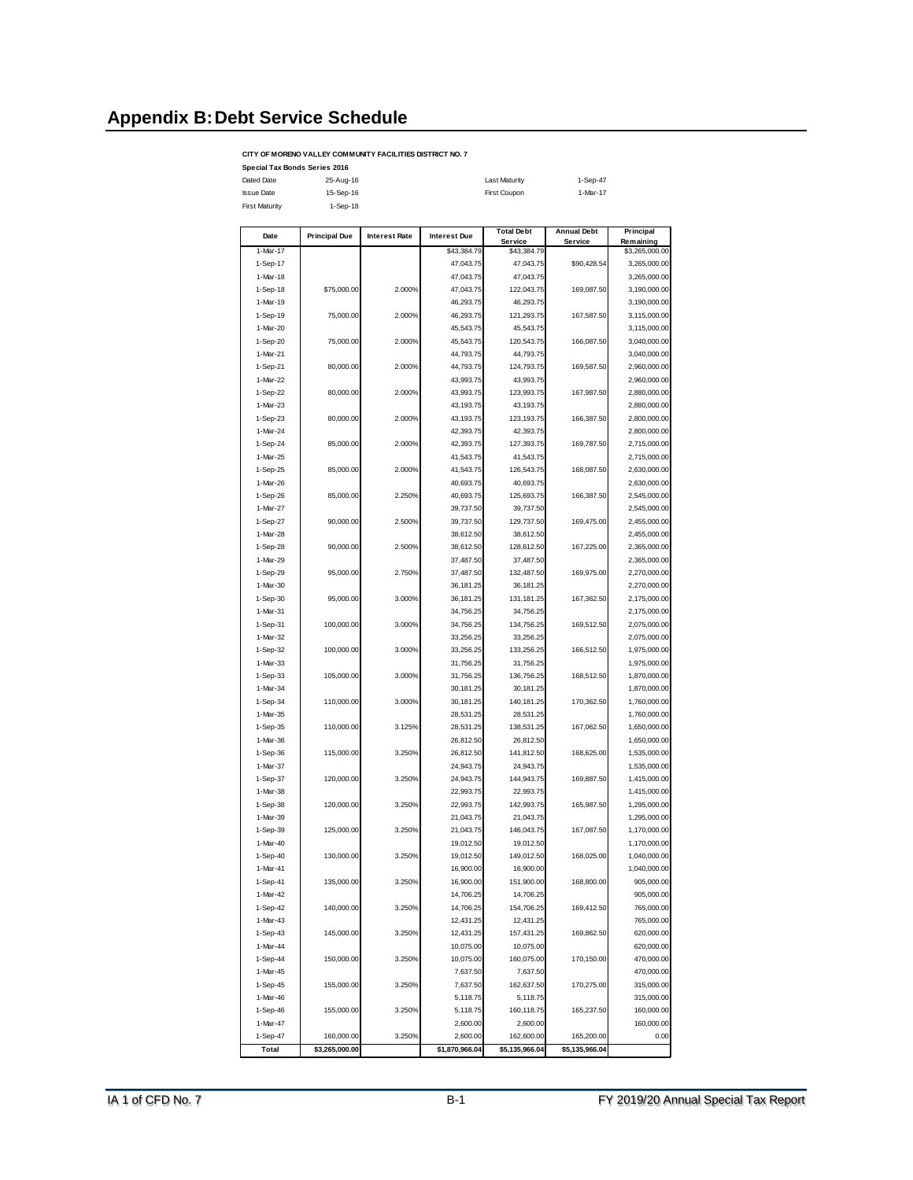# Appendix B: Debt Service Schedule

**CITY OF MORENO VALLEY COMMUNITY FACILITIES DISTRICT NO. 7**

**Special Tax Bonds Series 2016**

| | | | | |
|---|---|---|---|---|
| Dated Date | 25-Aug-16 | | Last Maturity | 1-Sep-47 |
| Issue Date | 15-Sep-16 | | First Coupon | 1-Mar-17 |
| First Maturity | 1-Sep-18 | | | |

| Date | Principal Due | Interest Rate | Interest Due | Total Debt Service | Annual Debt Service | Principal Remaining |
|---|---|---|---|---|---|---|
| 1-Mar-17 | | | $43,384.79 | $43,384.79 | | $3,265,000.00 |
| 1-Sep-17 | | | 47,043.75 | 47,043.75 | $90,428.54 | 3,265,000.00 |
| 1-Mar-18 | | | 47,043.75 | 47,043.75 | | 3,265,000.00 |
| 1-Sep-18 | $75,000.00 | 2.000% | 47,043.75 | 122,043.75 | 169,087.50 | 3,190,000.00 |
| 1-Mar-19 | | | 46,293.75 | 46,293.75 | | 3,190,000.00 |
| 1-Sep-19 | 75,000.00 | 2.000% | 46,293.75 | 121,293.75 | 167,587.50 | 3,115,000.00 |
| 1-Mar-20 | | | 45,543.75 | 45,543.75 | | 3,115,000.00 |
| 1-Sep-20 | 75,000.00 | 2.000% | 45,543.75 | 120,543.75 | 166,087.50 | 3,040,000.00 |
| 1-Mar-21 | | | 44,793.75 | 44,793.75 | | 3,040,000.00 |
| 1-Sep-21 | 80,000.00 | 2.000% | 44,793.75 | 124,793.75 | 169,587.50 | 2,960,000.00 |
| 1-Mar-22 | | | 43,993.75 | 43,993.75 | | 2,960,000.00 |
| 1-Sep-22 | 80,000.00 | 2.000% | 43,993.75 | 123,993.75 | 167,987.50 | 2,880,000.00 |
| 1-Mar-23 | | | 43,193.75 | 43,193.75 | | 2,880,000.00 |
| 1-Sep-23 | 80,000.00 | 2.000% | 43,193.75 | 123,193.75 | 166,387.50 | 2,800,000.00 |
| 1-Mar-24 | | | 42,393.75 | 42,393.75 | | 2,800,000.00 |
| 1-Sep-24 | 85,000.00 | 2.000% | 42,393.75 | 127,393.75 | 169,787.50 | 2,715,000.00 |
| 1-Mar-25 | | | 41,543.75 | 41,543.75 | | 2,715,000.00 |
| 1-Sep-25 | 85,000.00 | 2.000% | 41,543.75 | 126,543.75 | 168,087.50 | 2,630,000.00 |
| 1-Mar-26 | | | 40,693.75 | 40,693.75 | | 2,630,000.00 |
| 1-Sep-26 | 85,000.00 | 2.250% | 40,693.75 | 125,693.75 | 166,387.50 | 2,545,000.00 |
| 1-Mar-27 | | | 39,737.50 | 39,737.50 | | 2,545,000.00 |
| 1-Sep-27 | 90,000.00 | 2.500% | 39,737.50 | 129,737.50 | 169,475.00 | 2,455,000.00 |
| 1-Mar-28 | | | 38,612.50 | 38,612.50 | | 2,455,000.00 |
| 1-Sep-28 | 90,000.00 | 2.500% | 38,612.50 | 128,612.50 | 167,225.00 | 2,365,000.00 |
| 1-Mar-29 | | | 37,487.50 | 37,487.50 | | 2,365,000.00 |
| 1-Sep-29 | 95,000.00 | 2.750% | 37,487.50 | 132,487.50 | 169,975.00 | 2,270,000.00 |
| 1-Mar-30 | | | 36,181.25 | 36,181.25 | | 2,270,000.00 |
| 1-Sep-30 | 95,000.00 | 3.000% | 36,181.25 | 131,181.25 | 167,362.50 | 2,175,000.00 |
| 1-Mar-31 | | | 34,756.25 | 34,756.25 | | 2,175,000.00 |
| 1-Sep-31 | 100,000.00 | 3.000% | 34,756.25 | 134,756.25 | 169,512.50 | 2,075,000.00 |
| 1-Mar-32 | | | 33,256.25 | 33,256.25 | | 2,075,000.00 |
| 1-Sep-32 | 100,000.00 | 3.000% | 33,256.25 | 133,256.25 | 166,512.50 | 1,975,000.00 |
| 1-Mar-33 | | | 31,756.25 | 31,756.25 | | 1,975,000.00 |
| 1-Sep-33 | 105,000.00 | 3.000% | 31,756.25 | 136,756.25 | 168,512.50 | 1,870,000.00 |
| 1-Mar-34 | | | 30,181.25 | 30,181.25 | | 1,870,000.00 |
| 1-Sep-34 | 110,000.00 | 3.000% | 30,181.25 | 140,181.25 | 170,362.50 | 1,760,000.00 |
| 1-Mar-35 | | | 28,531.25 | 28,531.25 | | 1,760,000.00 |
| 1-Sep-35 | 110,000.00 | 3.125% | 28,531.25 | 138,531.25 | 167,062.50 | 1,650,000.00 |
| 1-Mar-36 | | | 26,812.50 | 26,812.50 | | 1,650,000.00 |
| 1-Sep-36 | 115,000.00 | 3.250% | 26,812.50 | 141,812.50 | 168,625.00 | 1,535,000.00 |
| 1-Mar-37 | | | 24,943.75 | 24,943.75 | | 1,535,000.00 |
| 1-Sep-37 | 120,000.00 | 3.250% | 24,943.75 | 144,943.75 | 169,887.50 | 1,415,000.00 |
| 1-Mar-38 | | | 22,993.75 | 22,993.75 | | 1,415,000.00 |
| 1-Sep-38 | 120,000.00 | 3.250% | 22,993.75 | 142,993.75 | 165,987.50 | 1,295,000.00 |
| 1-Mar-39 | | | 21,043.75 | 21,043.75 | | 1,295,000.00 |
| 1-Sep-39 | 125,000.00 | 3.250% | 21,043.75 | 146,043.75 | 167,087.50 | 1,170,000.00 |
| 1-Mar-40 | | | 19,012.50 | 19,012.50 | | 1,170,000.00 |
| 1-Sep-40 | 130,000.00 | 3.250% | 19,012.50 | 149,012.50 | 168,025.00 | 1,040,000.00 |
| 1-Mar-41 | | | 16,900.00 | 16,900.00 | | 1,040,000.00 |
| 1-Sep-41 | 135,000.00 | 3.250% | 16,900.00 | 151,900.00 | 168,800.00 | 905,000.00 |
| 1-Mar-42 | | | 14,706.25 | 14,706.25 | | 905,000.00 |
| 1-Sep-42 | 140,000.00 | 3.250% | 14,706.25 | 154,706.25 | 169,412.50 | 765,000.00 |
| 1-Mar-43 | | | 12,431.25 | 12,431.25 | | 765,000.00 |
| 1-Sep-43 | 145,000.00 | 3.250% | 12,431.25 | 157,431.25 | 169,862.50 | 620,000.00 |
| 1-Mar-44 | | | 10,075.00 | 10,075.00 | | 620,000.00 |
| 1-Sep-44 | 150,000.00 | 3.250% | 10,075.00 | 160,075.00 | 170,150.00 | 470,000.00 |
| 1-Mar-45 | | | 7,637.50 | 7,637.50 | | 470,000.00 |
| 1-Sep-45 | 155,000.00 | 3.250% | 7,637.50 | 162,637.50 | 170,275.00 | 315,000.00 |
| 1-Mar-46 | | | 5,118.75 | 5,118.75 | | 315,000.00 |
| 1-Sep-46 | 155,000.00 | 3.250% | 5,118.75 | 160,118.75 | 165,237.50 | 160,000.00 |
| 1-Mar-47 | | | 2,600.00 | 2,600.00 | | 160,000.00 |
| 1-Sep-47 | 160,000.00 | 3.250% | 2,600.00 | 162,600.00 | 165,200.00 | 0.00 |
| **Total** | **$3,265,000.00** | | **$1,870,966.04** | **$5,135,966.04** | **$5,135,966.04** | |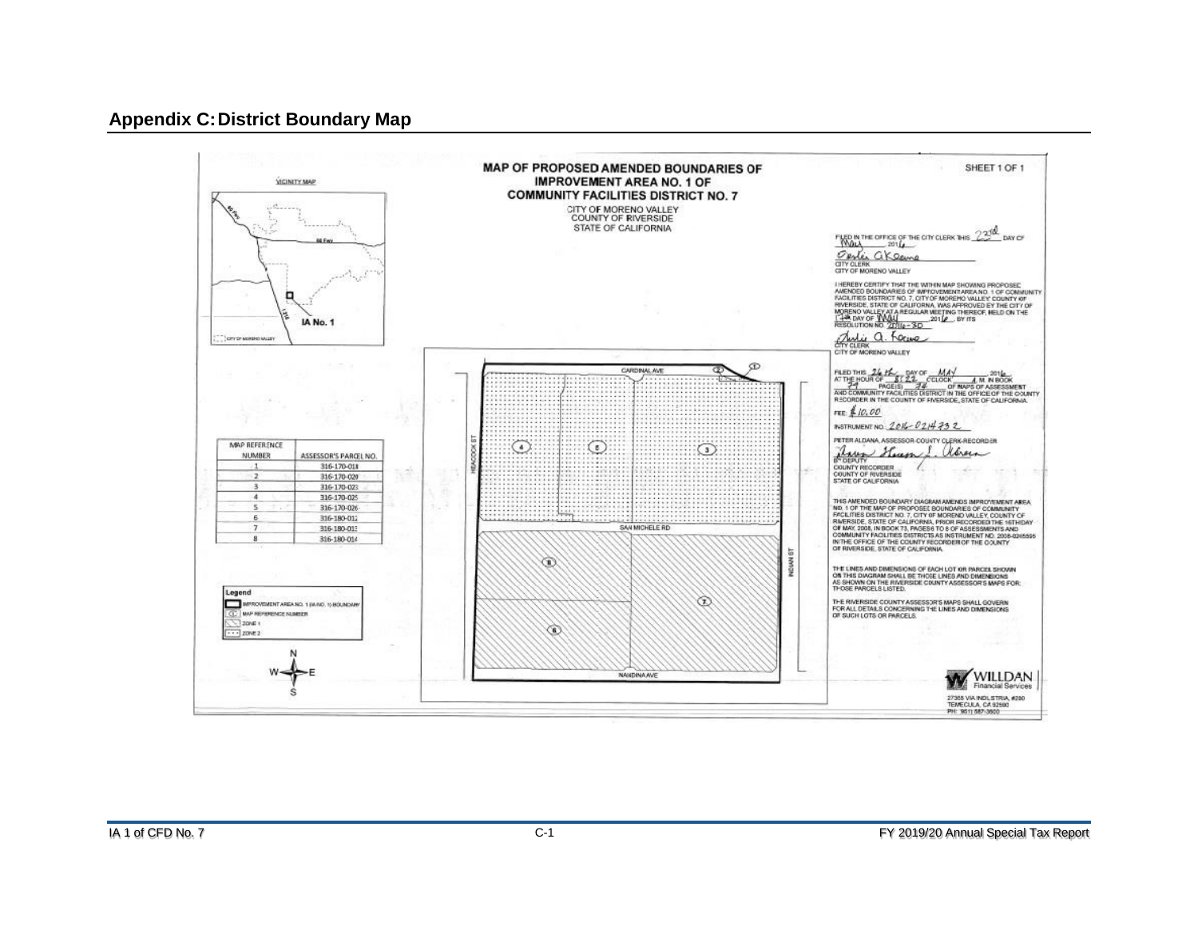## Appendix C: District Boundary Map

SHEET 1 OF 1

# MAP OF PROPOSED AMENDED BOUNDARIES OF IMPROVEMENT AREA NO. 1 OF COMMUNITY FACILITIES DISTRICT NO. 7

CITY OF MORENO VALLEY
COUNTY OF RIVERSIDE
STATE OF CALIFORNIA

VICINITY MAP

IA No. 1

CITY OF MORENO VALLEY

| MAP REFERENCE NUMBER | ASSESSOR'S PARCEL NO. |
|---|---|
| 1 | 316-170-018 |
| 2 | 316-170-020 |
| 3 | 316-170-023 |
| 4 | 316-170-025 |
| 5 | 316-170-026 |
| 6 | 316-180-012 |
| 7 | 316-180-013 |
| 8 | 316-180-014 |

Legend
- IMPROVEMENT AREA NO. 1 (IA NO. 1) BOUNDARY
- MAP REFERENCE NUMBER
- ZONE 1
- ZONE 2

CARDINAL AVE
HEACOCK ST
SAN MICHELE RD
INDIAN ST
NANDINA AVE

FILED IN THE OFFICE OF THE CITY CLERK THIS 23rd DAY OF May, 2016

CITY CLERK
CITY OF MORENO VALLEY

I HEREBY CERTIFY THAT THE WITHIN MAP SHOWING PROPOSED AMENDED BOUNDARIES OF IMPROVEMENT AREA NO. 1 OF COMMUNITY FACILITIES DISTRICT NO. 7, CITY OF MORENO VALLEY, COUNTY OF RIVERSIDE, STATE OF CALIFORNIA, WAS APPROVED BY THE CITY OF MORENO VALLEY AT A REGULAR MEETING THEREOF, HELD ON THE 17th DAY OF May, 2016, BY ITS RESOLUTION NO. 2016-30

CITY CLERK
CITY OF MORENO VALLEY

FILED THIS 26th DAY OF MAY, 2016, AT THE HOUR OF 8:22 O'CLOCK A.M. IN BOOK 79 PAGE(S) 38 OF MAPS OF ASSESSMENT AND COMMUNITY FACILITIES DISTRICT IN THE OFFICE OF THE COUNTY RECORDER IN THE COUNTY OF RIVERSIDE, STATE OF CALIFORNIA.

FEE: $10.00

INSTRUMENT NO. 2016-0214732

PETER ALDANA, ASSESSOR-COUNTY CLERK-RECORDER

BY DEPUTY
COUNTY RECORDER
COUNTY OF RIVERSIDE
STATE OF CALIFORNIA

THIS AMENDED BOUNDARY DIAGRAM AMENDS IMPROVEMENT AREA NO. 1 OF THE MAP OF PROPOSED BOUNDARIES OF COMMUNITY FACILITIES DISTRICT NO. 7, CITY OF MORENO VALLEY, COUNTY OF RIVERSIDE, STATE OF CALIFORNIA, PRIOR RECORDED THE 16TH DAY OF MAY, 2008, IN BOOK 73, PAGES 6 TO 8 OF ASSESSMENTS AND COMMUNITY FACILITIES DISTRICTS AS INSTRUMENT NO. 2008-0265595 IN THE OFFICE OF THE COUNTY RECORDER OF THE COUNTY OF RIVERSIDE, STATE OF CALIFORNIA.

THE LINES AND DIMENSIONS OF EACH LOT OR PARCEL SHOWN ON THIS DIAGRAM SHALL BE THOSE LINES AND DIMENSIONS AS SHOWN ON THE RIVERSIDE COUNTY ASSESSOR'S MAPS FOR THOSE PARCELS LISTED.

THE RIVERSIDE COUNTY ASSESSOR'S MAPS SHALL GOVERN FOR ALL DETAILS CONCERNING THE LINES AND DIMENSIONS OF SUCH LOTS OR PARCELS.

WILLDAN Financial Services
27368 VIA INDUSTRIA, #200
TEMECULA, CA 92590
PH: (951) 587-3500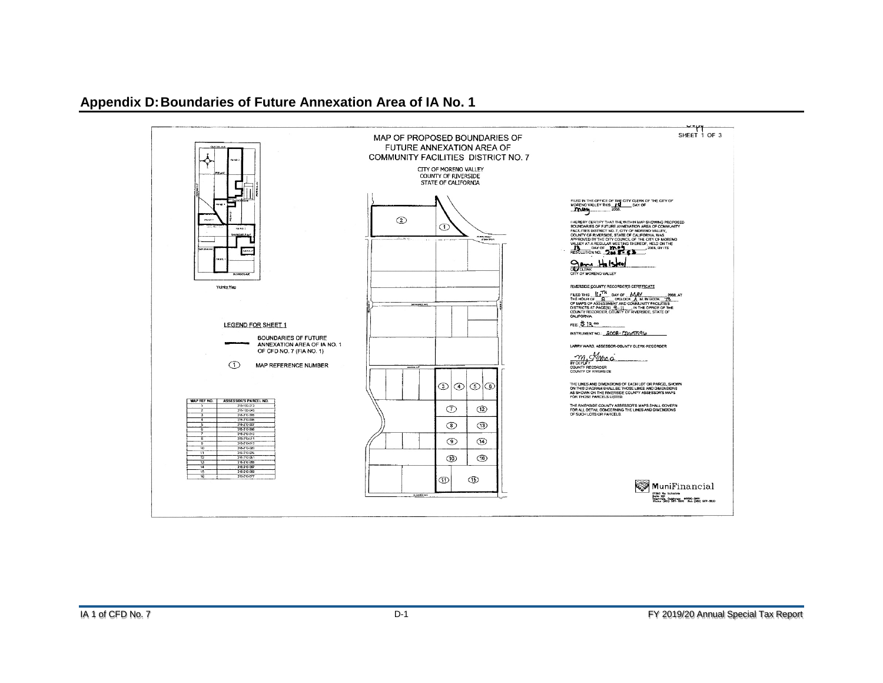## Appendix D: Boundaries of Future Annexation Area of IA No. 1

SHEET 1 OF 3

MAP OF PROPOSED BOUNDARIES OF
FUTURE ANNEXATION AREA OF
COMMUNITY FACILITIES DISTRICT NO. 7

CITY OF MORENO VALLEY
COUNTY OF RIVERSIDE
STATE OF CALIFORNIA

FILED IN THE OFFICE OF THE CITY CLERK OF THE CITY OF MORENO VALLEY THIS 13 DAY OF May 2008.

I HEREBY CERTIFY THAT THE WITHIN MAP SHOWING PROPOSED BOUNDARIES OF FUTURE ANNEXATION AREA OF COMMUNITY FACILITIES DISTRICT NO. 7, CITY OF MORENO VALLEY, COUNTY OF RIVERSIDE, STATE OF CALIFORNIA, WAS APPROVED BY THE CITY COUNCIL OF THE CITY OF MORENO VALLEY AT A REGULAR MEETING THEREOF, HELD ON THE 13 DAY OF May, 2008, BY ITS RESOLUTION NO. 2008-53.

CITY CLERK
CITY OF MORENO VALLEY

RIVERSIDE COUNTY RECORDER'S CERTIFICATE

FILED THIS 16TH DAY OF MAY, 2008, AT THE HOUR OF 8 O'CLOCK A.M. IN BOOK 75 OF MAPS OF ASSESSMENT AND COMMUNITY FACILITIES DISTRICTS AT PAGE(S) 9-11, IN THE OFFICE OF THE COUNTY RECORDER, COUNTY OF RIVERSIDE, STATE OF CALIFORNIA.

FEE: $13.00

INSTRUMENT NO.: 2008-0265916

LARRY WARD, ASSESSOR-COUNTY CLERK-RECORDER

BY DEPUTY
COUNTY RECORDER
COUNTY OF RIVERSIDE

THE LINES AND DIMENSIONS OF EACH LOT OR PARCEL SHOWN ON THIS DIAGRAM SHALL BE THOSE LINES AND DIMENSIONS AS SHOWN ON THE RIVERSIDE COUNTY ASSESSOR'S MAPS FOR THOSE PARCELS LISTED.

THE RIVERSIDE COUNTY ASSESSOR'S MAPS SHALL GOVERN FOR ALL DETAIL CONCERNING THE LINES AND DIMENSIONS OF SUCH LOTS OR PARCELS.

Vicinity Map

LEGEND FOR SHEET 1

BOUNDARIES OF FUTURE ANNEXATION AREA OF IA NO. 1 OF CFD NO. 7 (FIA NO. 1)

① MAP REFERENCE NUMBER

| MAP REF NO. | ASSESSOR'S PARCEL NO. |
|---|---|
| 1 | 316-100-013 |
| 2 | 316-100-045 |
| 3 | 316-210-005 |
| 4 | 316-210-006 |
| 5 | 316-210-007 |
| 6 | 316-210-008 |
| 7 | 316-210-010 |
| 8 | 316-210-011 |
| 9 | 316-210-013 |
| 10 | 316-210-020 |
| 11 | 316-210-026 |
| 12 | 316-210-051 |
| 13 | 316-210-055 |
| 14 | 316-210-057 |
| 15 | 316-210-060 |
| 16 | 316-210-077 |

MuniFinancial